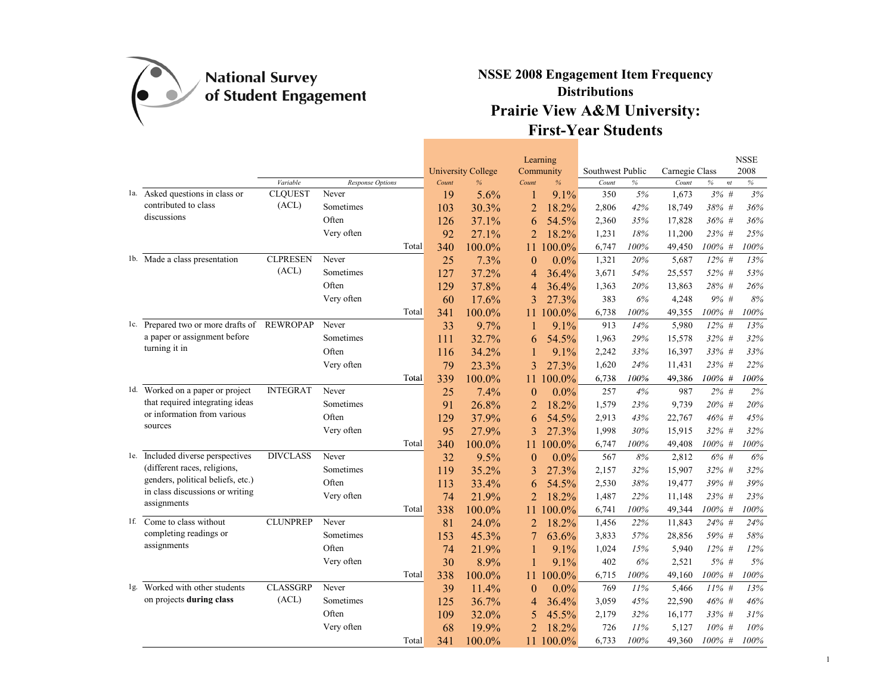National Survey of Student Engagement

# NSSE 2008 Engagement Item Frequency Distributions

## Prairie View A&M University: First-Year Students

| | | Variable | Response Options | University College Count | University College % | Learning Community Count | Learning Community % | Southwest Public Count | Southwest Public % | Carnegie Class Count | Carnegie Class % | nt | NSSE 2008 % |
|---|---|---|---|---|---|---|---|---|---|---|---|---|---|
| 1a. | Asked questions in class or contributed to class discussions | CLQUEST (ACL) | Never | 19 | 5.6% | 1 | 9.1% | 350 | 5% | 1,673 | 3% | # | 3% |
| | | | Sometimes | 103 | 30.3% | 2 | 18.2% | 2,806 | 42% | 18,749 | 38% | # | 36% |
| | | | Often | 126 | 37.1% | 6 | 54.5% | 2,360 | 35% | 17,828 | 36% | # | 36% |
| | | | Very often | 92 | 27.1% | 2 | 18.2% | 1,231 | 18% | 11,200 | 23% | # | 25% |
| | | | Total | 340 | 100.0% | 11 | 100.0% | 6,747 | 100% | 49,450 | 100% | # | 100% |
| 1b. | Made a class presentation | CLPRESEN (ACL) | Never | 25 | 7.3% | 0 | 0.0% | 1,321 | 20% | 5,687 | 12% | # | 13% |
| | | | Sometimes | 127 | 37.2% | 4 | 36.4% | 3,671 | 54% | 25,557 | 52% | # | 53% |
| | | | Often | 129 | 37.8% | 4 | 36.4% | 1,363 | 20% | 13,863 | 28% | # | 26% |
| | | | Very often | 60 | 17.6% | 3 | 27.3% | 383 | 6% | 4,248 | 9% | # | 8% |
| | | | Total | 341 | 100.0% | 11 | 100.0% | 6,738 | 100% | 49,355 | 100% | # | 100% |
| 1c. | Prepared two or more drafts of a paper or assignment before turning it in | REWROPAP | Never | 33 | 9.7% | 1 | 9.1% | 913 | 14% | 5,980 | 12% | # | 13% |
| | | | Sometimes | 111 | 32.7% | 6 | 54.5% | 1,963 | 29% | 15,578 | 32% | # | 32% |
| | | | Often | 116 | 34.2% | 1 | 9.1% | 2,242 | 33% | 16,397 | 33% | # | 33% |
| | | | Very often | 79 | 23.3% | 3 | 27.3% | 1,620 | 24% | 11,431 | 23% | # | 22% |
| | | | Total | 339 | 100.0% | 11 | 100.0% | 6,738 | 100% | 49,386 | 100% | # | 100% |
| 1d. | Worked on a paper or project that required integrating ideas or information from various sources | INTEGRAT | Never | 25 | 7.4% | 0 | 0.0% | 257 | 4% | 987 | 2% | # | 2% |
| | | | Sometimes | 91 | 26.8% | 2 | 18.2% | 1,579 | 23% | 9,739 | 20% | # | 20% |
| | | | Often | 129 | 37.9% | 6 | 54.5% | 2,913 | 43% | 22,767 | 46% | # | 45% |
| | | | Very often | 95 | 27.9% | 3 | 27.3% | 1,998 | 30% | 15,915 | 32% | # | 32% |
| | | | Total | 340 | 100.0% | 11 | 100.0% | 6,747 | 100% | 49,408 | 100% | # | 100% |
| 1e. | Included diverse perspectives (different races, religions, genders, political beliefs, etc.) in class discussions or writing assignments | DIVCLASS | Never | 32 | 9.5% | 0 | 0.0% | 567 | 8% | 2,812 | 6% | # | 6% |
| | | | Sometimes | 119 | 35.2% | 3 | 27.3% | 2,157 | 32% | 15,907 | 32% | # | 32% |
| | | | Often | 113 | 33.4% | 6 | 54.5% | 2,530 | 38% | 19,477 | 39% | # | 39% |
| | | | Very often | 74 | 21.9% | 2 | 18.2% | 1,487 | 22% | 11,148 | 23% | # | 23% |
| | | | Total | 338 | 100.0% | 11 | 100.0% | 6,741 | 100% | 49,344 | 100% | # | 100% |
| 1f. | Come to class without completing readings or assignments | CLUNPREP | Never | 81 | 24.0% | 2 | 18.2% | 1,456 | 22% | 11,843 | 24% | # | 24% |
| | | | Sometimes | 153 | 45.3% | 7 | 63.6% | 3,833 | 57% | 28,856 | 59% | # | 58% |
| | | | Often | 74 | 21.9% | 1 | 9.1% | 1,024 | 15% | 5,940 | 12% | # | 12% |
| | | | Very often | 30 | 8.9% | 1 | 9.1% | 402 | 6% | 2,521 | 5% | # | 5% |
| | | | Total | 338 | 100.0% | 11 | 100.0% | 6,715 | 100% | 49,160 | 100% | # | 100% |
| 1g. | Worked with other students on projects **during class** | CLASSGRP (ACL) | Never | 39 | 11.4% | 0 | 0.0% | 769 | 11% | 5,466 | 11% | # | 13% |
| | | | Sometimes | 125 | 36.7% | 4 | 36.4% | 3,059 | 45% | 22,590 | 46% | # | 46% |
| | | | Often | 109 | 32.0% | 5 | 45.5% | 2,179 | 32% | 16,177 | 33% | # | 31% |
| | | | Very often | 68 | 19.9% | 2 | 18.2% | 726 | 11% | 5,127 | 10% | # | 10% |
| | | | Total | 341 | 100.0% | 11 | 100.0% | 6,733 | 100% | 49,360 | 100% | # | 100% |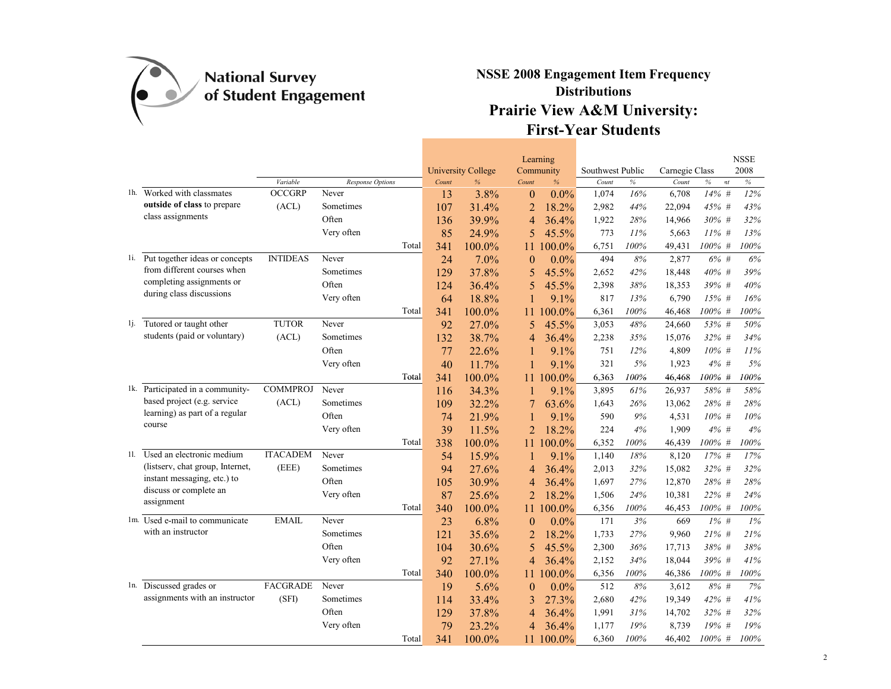# NSSE 2008 Engagement Item Frequency Distributions

## Prairie View A&M University: First-Year Students

| | | Variable | Response Options | University College Count | University College % | Learning Community Count | Learning Community % | Southwest Public Count | Southwest Public % | Carnegie Class Count | Carnegie Class % | NSSE 2008 % |
|---|---|---|---|---|---|---|---|---|---|---|---|---|
| 1h. | Worked with classmates **outside of class** to prepare class assignments | OCCGRP (ACL) | Never | 13 | 3.8% | 0 | 0.0% | 1,074 | 16% | 6,708 | 14% | 12% |
| | | | Sometimes | 107 | 31.4% | 2 | 18.2% | 2,982 | 44% | 22,094 | 45% | 43% |
| | | | Often | 136 | 39.9% | 4 | 36.4% | 1,922 | 28% | 14,966 | 30% | 32% |
| | | | Very often | 85 | 24.9% | 5 | 45.5% | 773 | 11% | 5,663 | 11% | 13% |
| | | | Total | 341 | 100.0% | 11 | 100.0% | 6,751 | 100% | 49,431 | 100% | 100% |
| 1i. | Put together ideas or concepts from different courses when completing assignments or during class discussions | INTIDEAS | Never | 24 | 7.0% | 0 | 0.0% | 494 | 8% | 2,877 | 6% | 6% |
| | | | Sometimes | 129 | 37.8% | 5 | 45.5% | 2,652 | 42% | 18,448 | 40% | 39% |
| | | | Often | 124 | 36.4% | 5 | 45.5% | 2,398 | 38% | 18,353 | 39% | 40% |
| | | | Very often | 64 | 18.8% | 1 | 9.1% | 817 | 13% | 6,790 | 15% | 16% |
| | | | Total | 341 | 100.0% | 11 | 100.0% | 6,361 | 100% | 46,468 | 100% | 100% |
| 1j. | Tutored or taught other students (paid or voluntary) | TUTOR (ACL) | Never | 92 | 27.0% | 5 | 45.5% | 3,053 | 48% | 24,660 | 53% | 50% |
| | | | Sometimes | 132 | 38.7% | 4 | 36.4% | 2,238 | 35% | 15,076 | 32% | 34% |
| | | | Often | 77 | 22.6% | 1 | 9.1% | 751 | 12% | 4,809 | 10% | 11% |
| | | | Very often | 40 | 11.7% | 1 | 9.1% | 321 | 5% | 1,923 | 4% | 5% |
| | | | Total | 341 | 100.0% | 11 | 100.0% | 6,363 | 100% | 46,468 | 100% | 100% |
| 1k. | Participated in a community-based project (e.g. service learning) as part of a regular course | COMMPROJ (ACL) | Never | 116 | 34.3% | 1 | 9.1% | 3,895 | 61% | 26,937 | 58% | 58% |
| | | | Sometimes | 109 | 32.2% | 7 | 63.6% | 1,643 | 26% | 13,062 | 28% | 28% |
| | | | Often | 74 | 21.9% | 1 | 9.1% | 590 | 9% | 4,531 | 10% | 10% |
| | | | Very often | 39 | 11.5% | 2 | 18.2% | 224 | 4% | 1,909 | 4% | 4% |
| | | | Total | 338 | 100.0% | 11 | 100.0% | 6,352 | 100% | 46,439 | 100% | 100% |
| 1l. | Used an electronic medium (listserv, chat group, Internet, instant messaging, etc.) to discuss or complete an assignment | ITACADEM (EEE) | Never | 54 | 15.9% | 1 | 9.1% | 1,140 | 18% | 8,120 | 17% | 17% |
| | | | Sometimes | 94 | 27.6% | 4 | 36.4% | 2,013 | 32% | 15,082 | 32% | 32% |
| | | | Often | 105 | 30.9% | 4 | 36.4% | 1,697 | 27% | 12,870 | 28% | 28% |
| | | | Very often | 87 | 25.6% | 2 | 18.2% | 1,506 | 24% | 10,381 | 22% | 24% |
| | | | Total | 340 | 100.0% | 11 | 100.0% | 6,356 | 100% | 46,453 | 100% | 100% |
| 1m. | Used e-mail to communicate with an instructor | EMAIL | Never | 23 | 6.8% | 0 | 0.0% | 171 | 3% | 669 | 1% | 1% |
| | | | Sometimes | 121 | 35.6% | 2 | 18.2% | 1,733 | 27% | 9,960 | 21% | 21% |
| | | | Often | 104 | 30.6% | 5 | 45.5% | 2,300 | 36% | 17,713 | 38% | 38% |
| | | | Very often | 92 | 27.1% | 4 | 36.4% | 2,152 | 34% | 18,044 | 39% | 41% |
| | | | Total | 340 | 100.0% | 11 | 100.0% | 6,356 | 100% | 46,386 | 100% | 100% |
| 1n. | Discussed grades or assignments with an instructor | FACGRADE (SFI) | Never | 19 | 5.6% | 0 | 0.0% | 512 | 8% | 3,612 | 8% | 7% |
| | | | Sometimes | 114 | 33.4% | 3 | 27.3% | 2,680 | 42% | 19,349 | 42% | 41% |
| | | | Often | 129 | 37.8% | 4 | 36.4% | 1,991 | 31% | 14,702 | 32% | 32% |
| | | | Very often | 79 | 23.2% | 4 | 36.4% | 1,177 | 19% | 8,739 | 19% | 19% |
| | | | Total | 341 | 100.0% | 11 | 100.0% | 6,360 | 100% | 46,402 | 100% | 100% |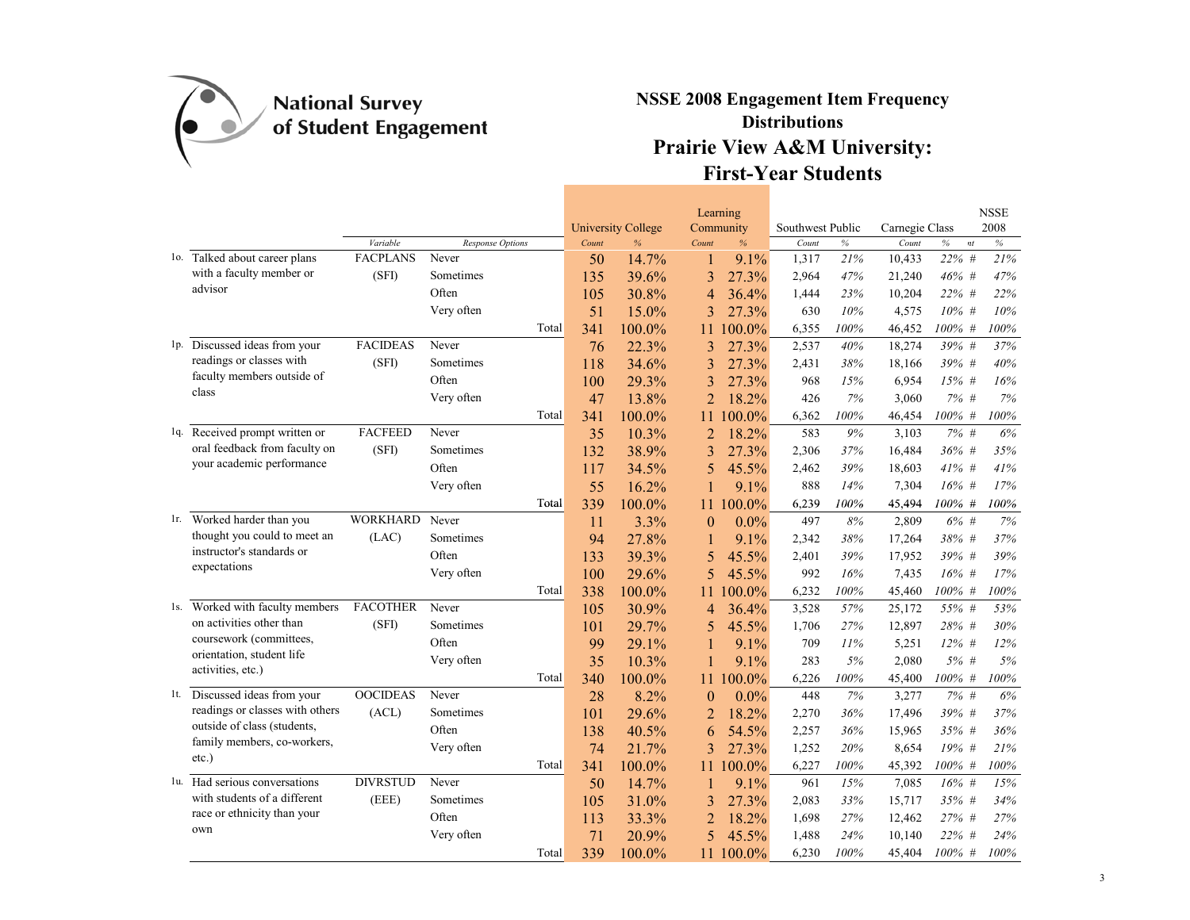National Survey of Student Engagement

# NSSE 2008 Engagement Item Frequency Distributions

## Prairie View A&M University: First-Year Students

| | | | | University College | | Learning Community | | Southwest Public | | Carnegie Class | | | NSSE 2008 |
|---|---|---|---|---|---|---|---|---|---|---|---|---|---|
| | Variable | Response Options | | Count | % | Count | % | Count | % | Count | % | nt | % |
| 1o. Talked about career plans with a faculty member or advisor | FACPLANS (SFI) | Never | | 50 | 14.7% | 1 | 9.1% | 1,317 | 21% | 10,433 | 22% | # | 21% |
| | | Sometimes | | 135 | 39.6% | 3 | 27.3% | 2,964 | 47% | 21,240 | 46% | # | 47% |
| | | Often | | 105 | 30.8% | 4 | 36.4% | 1,444 | 23% | 10,204 | 22% | # | 22% |
| | | Very often | | 51 | 15.0% | 3 | 27.3% | 630 | 10% | 4,575 | 10% | # | 10% |
| | | | Total | 341 | 100.0% | 11 | 100.0% | 6,355 | 100% | 46,452 | 100% | # | 100% |
| 1p. Discussed ideas from your readings or classes with faculty members outside of class | FACIDEAS (SFI) | Never | | 76 | 22.3% | 3 | 27.3% | 2,537 | 40% | 18,274 | 39% | # | 37% |
| | | Sometimes | | 118 | 34.6% | 3 | 27.3% | 2,431 | 38% | 18,166 | 39% | # | 40% |
| | | Often | | 100 | 29.3% | 3 | 27.3% | 968 | 15% | 6,954 | 15% | # | 16% |
| | | Very often | | 47 | 13.8% | 2 | 18.2% | 426 | 7% | 3,060 | 7% | # | 7% |
| | | | Total | 341 | 100.0% | 11 | 100.0% | 6,362 | 100% | 46,454 | 100% | # | 100% |
| 1q. Received prompt written or oral feedback from faculty on your academic performance | FACFEED (SFI) | Never | | 35 | 10.3% | 2 | 18.2% | 583 | 9% | 3,103 | 7% | # | 6% |
| | | Sometimes | | 132 | 38.9% | 3 | 27.3% | 2,306 | 37% | 16,484 | 36% | # | 35% |
| | | Often | | 117 | 34.5% | 5 | 45.5% | 2,462 | 39% | 18,603 | 41% | # | 41% |
| | | Very often | | 55 | 16.2% | 1 | 9.1% | 888 | 14% | 7,304 | 16% | # | 17% |
| | | | Total | 339 | 100.0% | 11 | 100.0% | 6,239 | 100% | 45,494 | 100% | # | 100% |
| 1r. Worked harder than you thought you could to meet an instructor's standards or expectations | WORKHARD (LAC) | Never | | 11 | 3.3% | 0 | 0.0% | 497 | 8% | 2,809 | 6% | # | 7% |
| | | Sometimes | | 94 | 27.8% | 1 | 9.1% | 2,342 | 38% | 17,264 | 38% | # | 37% |
| | | Often | | 133 | 39.3% | 5 | 45.5% | 2,401 | 39% | 17,952 | 39% | # | 39% |
| | | Very often | | 100 | 29.6% | 5 | 45.5% | 992 | 16% | 7,435 | 16% | # | 17% |
| | | | Total | 338 | 100.0% | 11 | 100.0% | 6,232 | 100% | 45,460 | 100% | # | 100% |
| 1s. Worked with faculty members on activities other than coursework (committees, orientation, student life activities, etc.) | FACOTHER (SFI) | Never | | 105 | 30.9% | 4 | 36.4% | 3,528 | 57% | 25,172 | 55% | # | 53% |
| | | Sometimes | | 101 | 29.7% | 5 | 45.5% | 1,706 | 27% | 12,897 | 28% | # | 30% |
| | | Often | | 99 | 29.1% | 1 | 9.1% | 709 | 11% | 5,251 | 12% | # | 12% |
| | | Very often | | 35 | 10.3% | 1 | 9.1% | 283 | 5% | 2,080 | 5% | # | 5% |
| | | | Total | 340 | 100.0% | 11 | 100.0% | 6,226 | 100% | 45,400 | 100% | # | 100% |
| 1t. Discussed ideas from your readings or classes with others outside of class (students, family members, co-workers, etc.) | OOCIDEAS (ACL) | Never | | 28 | 8.2% | 0 | 0.0% | 448 | 7% | 3,277 | 7% | # | 6% |
| | | Sometimes | | 101 | 29.6% | 2 | 18.2% | 2,270 | 36% | 17,496 | 39% | # | 37% |
| | | Often | | 138 | 40.5% | 6 | 54.5% | 2,257 | 36% | 15,965 | 35% | # | 36% |
| | | Very often | | 74 | 21.7% | 3 | 27.3% | 1,252 | 20% | 8,654 | 19% | # | 21% |
| | | | Total | 341 | 100.0% | 11 | 100.0% | 6,227 | 100% | 45,392 | 100% | # | 100% |
| 1u. Had serious conversations with students of a different race or ethnicity than your own | DIVRSTUD (EEE) | Never | | 50 | 14.7% | 1 | 9.1% | 961 | 15% | 7,085 | 16% | # | 15% |
| | | Sometimes | | 105 | 31.0% | 3 | 27.3% | 2,083 | 33% | 15,717 | 35% | # | 34% |
| | | Often | | 113 | 33.3% | 2 | 18.2% | 1,698 | 27% | 12,462 | 27% | # | 27% |
| | | Very often | | 71 | 20.9% | 5 | 45.5% | 1,488 | 24% | 10,140 | 22% | # | 24% |
| | | | Total | 339 | 100.0% | 11 | 100.0% | 6,230 | 100% | 45,404 | 100% | # | 100% |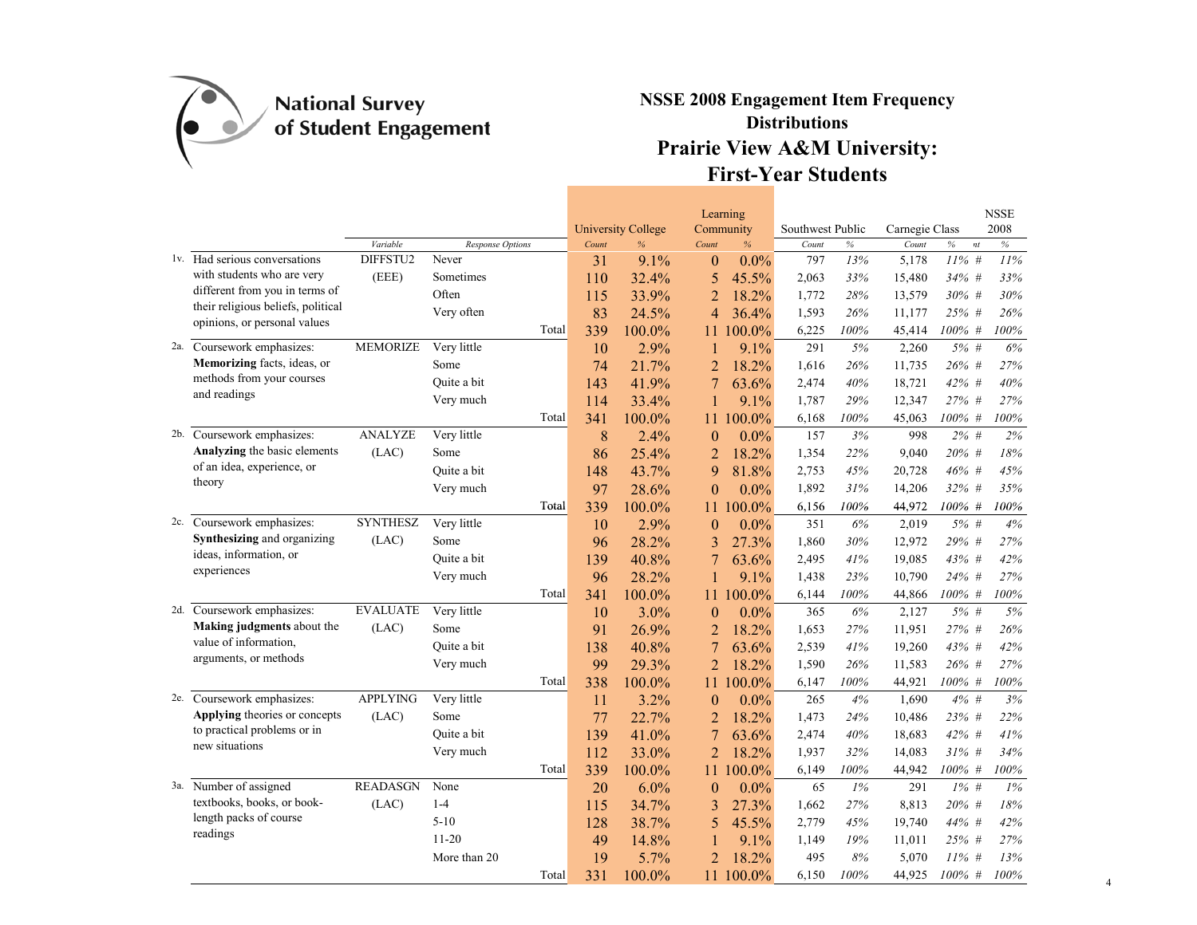National Survey of Student Engagement

# NSSE 2008 Engagement Item Frequency Distributions

## Prairie View A&M University: First-Year Students

| | | Variable | Response Options | University College Count | University College % | Learning Community Count | Learning Community % | Southwest Public Count | Southwest Public % | Carnegie Class Count | Carnegie Class % | nt | NSSE 2008 % |
|---|---|---|---|---|---|---|---|---|---|---|---|---|---|
| 1v. | Had serious conversations with students who are very different from you in terms of their religious beliefs, political opinions, or personal values | DIFFSTU2 (EEE) | Never | 31 | 9.1% | 0 | 0.0% | 797 | 13% | 5,178 | 11% | # | 11% |
| | | | Sometimes | 110 | 32.4% | 5 | 45.5% | 2,063 | 33% | 15,480 | 34% | # | 33% |
| | | | Often | 115 | 33.9% | 2 | 18.2% | 1,772 | 28% | 13,579 | 30% | # | 30% |
| | | | Very often | 83 | 24.5% | 4 | 36.4% | 1,593 | 26% | 11,177 | 25% | # | 26% |
| | | | Total | 339 | 100.0% | 11 | 100.0% | 6,225 | 100% | 45,414 | 100% | # | 100% |
| 2a. | Coursework emphasizes: **Memorizing** facts, ideas, or methods from your courses and readings | MEMORIZE | Very little | 10 | 2.9% | 1 | 9.1% | 291 | 5% | 2,260 | 5% | # | 6% |
| | | | Some | 74 | 21.7% | 2 | 18.2% | 1,616 | 26% | 11,735 | 26% | # | 27% |
| | | | Quite a bit | 143 | 41.9% | 7 | 63.6% | 2,474 | 40% | 18,721 | 42% | # | 40% |
| | | | Very much | 114 | 33.4% | 1 | 9.1% | 1,787 | 29% | 12,347 | 27% | # | 27% |
| | | | Total | 341 | 100.0% | 11 | 100.0% | 6,168 | 100% | 45,063 | 100% | # | 100% |
| 2b. | Coursework emphasizes: **Analyzing** the basic elements of an idea, experience, or theory | ANALYZE (LAC) | Very little | 8 | 2.4% | 0 | 0.0% | 157 | 3% | 998 | 2% | # | 2% |
| | | | Some | 86 | 25.4% | 2 | 18.2% | 1,354 | 22% | 9,040 | 20% | # | 18% |
| | | | Quite a bit | 148 | 43.7% | 9 | 81.8% | 2,753 | 45% | 20,728 | 46% | # | 45% |
| | | | Very much | 97 | 28.6% | 0 | 0.0% | 1,892 | 31% | 14,206 | 32% | # | 35% |
| | | | Total | 339 | 100.0% | 11 | 100.0% | 6,156 | 100% | 44,972 | 100% | # | 100% |
| 2c. | Coursework emphasizes: **Synthesizing** and organizing ideas, information, or experiences | SYNTHESZ (LAC) | Very little | 10 | 2.9% | 0 | 0.0% | 351 | 6% | 2,019 | 5% | # | 4% |
| | | | Some | 96 | 28.2% | 3 | 27.3% | 1,860 | 30% | 12,972 | 29% | # | 27% |
| | | | Quite a bit | 139 | 40.8% | 7 | 63.6% | 2,495 | 41% | 19,085 | 43% | # | 42% |
| | | | Very much | 96 | 28.2% | 1 | 9.1% | 1,438 | 23% | 10,790 | 24% | # | 27% |
| | | | Total | 341 | 100.0% | 11 | 100.0% | 6,144 | 100% | 44,866 | 100% | # | 100% |
| 2d. | Coursework emphasizes: **Making judgments** about the value of information, arguments, or methods | EVALUATE (LAC) | Very little | 10 | 3.0% | 0 | 0.0% | 365 | 6% | 2,127 | 5% | # | 5% |
| | | | Some | 91 | 26.9% | 2 | 18.2% | 1,653 | 27% | 11,951 | 27% | # | 26% |
| | | | Quite a bit | 138 | 40.8% | 7 | 63.6% | 2,539 | 41% | 19,260 | 43% | # | 42% |
| | | | Very much | 99 | 29.3% | 2 | 18.2% | 1,590 | 26% | 11,583 | 26% | # | 27% |
| | | | Total | 338 | 100.0% | 11 | 100.0% | 6,147 | 100% | 44,921 | 100% | # | 100% |
| 2e. | Coursework emphasizes: **Applying** theories or concepts to practical problems or in new situations | APPLYING (LAC) | Very little | 11 | 3.2% | 0 | 0.0% | 265 | 4% | 1,690 | 4% | # | 3% |
| | | | Some | 77 | 22.7% | 2 | 18.2% | 1,473 | 24% | 10,486 | 23% | # | 22% |
| | | | Quite a bit | 139 | 41.0% | 7 | 63.6% | 2,474 | 40% | 18,683 | 42% | # | 41% |
| | | | Very much | 112 | 33.0% | 2 | 18.2% | 1,937 | 32% | 14,083 | 31% | # | 34% |
| | | | Total | 339 | 100.0% | 11 | 100.0% | 6,149 | 100% | 44,942 | 100% | # | 100% |
| 3a. | Number of assigned textbooks, books, or book-length packs of course readings | READASGN (LAC) | None | 20 | 6.0% | 0 | 0.0% | 65 | 1% | 291 | 1% | # | 1% |
| | | | 1-4 | 115 | 34.7% | 3 | 27.3% | 1,662 | 27% | 8,813 | 20% | # | 18% |
| | | | 5-10 | 128 | 38.7% | 5 | 45.5% | 2,779 | 45% | 19,740 | 44% | # | 42% |
| | | | 11-20 | 49 | 14.8% | 1 | 9.1% | 1,149 | 19% | 11,011 | 25% | # | 27% |
| | | | More than 20 | 19 | 5.7% | 2 | 18.2% | 495 | 8% | 5,070 | 11% | # | 13% |
| | | | Total | 331 | 100.0% | 11 | 100.0% | 6,150 | 100% | 44,925 | 100% | # | 100% |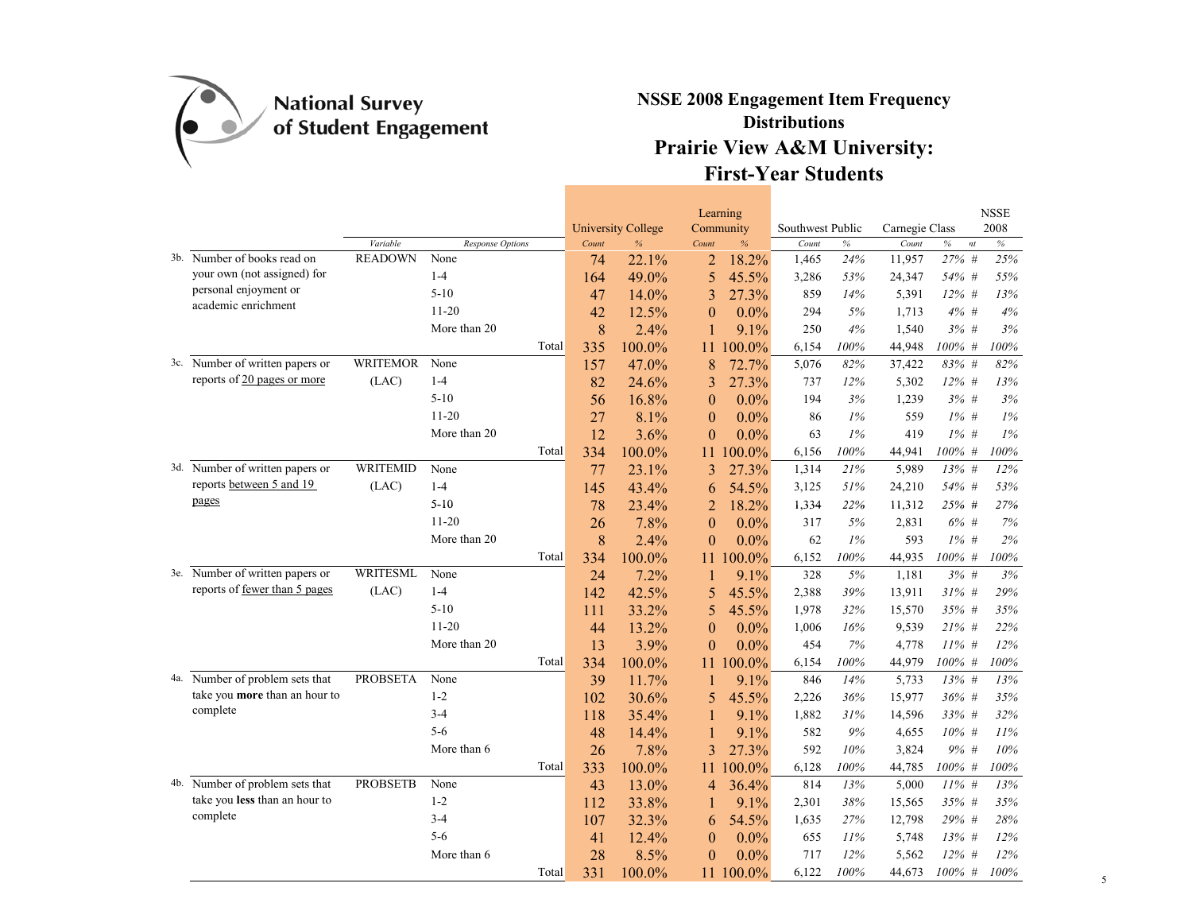National Survey of Student Engagement

# NSSE 2008 Engagement Item Frequency Distributions

## Prairie View A&M University: First-Year Students

| | | | University College | | Learning Community | | Southwest Public | | Carnegie Class | | | NSSE 2008 |
|---|---|---|---|---|---|---|---|---|---|---|---|---|
| | *Variable* | *Response Options* | *Count* | *%* | *Count* | *%* | *Count* | *%* | *Count* | *%* | *nt* | *%* |
| 3b. Number of books read on your own (not assigned) for personal enjoyment or academic enrichment | READOWN | None | 74 | 22.1% | 2 | 18.2% | 1,465 | *24%* | 11,957 | *27%* | # | *25%* |
| | | 1-4 | 164 | 49.0% | 5 | 45.5% | 3,286 | *53%* | 24,347 | *54%* | # | *55%* |
| | | 5-10 | 47 | 14.0% | 3 | 27.3% | 859 | *14%* | 5,391 | *12%* | # | *13%* |
| | | 11-20 | 42 | 12.5% | 0 | 0.0% | 294 | *5%* | 1,713 | *4%* | # | *4%* |
| | | More than 20 | 8 | 2.4% | 1 | 9.1% | 250 | *4%* | 1,540 | *3%* | # | *3%* |
| | | Total | 335 | 100.0% | 11 | 100.0% | 6,154 | *100%* | 44,948 | *100%* | # | *100%* |
| 3c. Number of written papers or reports of 20 pages or more | WRITEMOR (LAC) | None | 157 | 47.0% | 8 | 72.7% | 5,076 | *82%* | 37,422 | *83%* | # | *82%* |
| | | 1-4 | 82 | 24.6% | 3 | 27.3% | 737 | *12%* | 5,302 | *12%* | # | *13%* |
| | | 5-10 | 56 | 16.8% | 0 | 0.0% | 194 | *3%* | 1,239 | *3%* | # | *3%* |
| | | 11-20 | 27 | 8.1% | 0 | 0.0% | 86 | *1%* | 559 | *1%* | # | *1%* |
| | | More than 20 | 12 | 3.6% | 0 | 0.0% | 63 | *1%* | 419 | *1%* | # | *1%* |
| | | Total | 334 | 100.0% | 11 | 100.0% | 6,156 | *100%* | 44,941 | *100%* | # | *100%* |
| 3d. Number of written papers or reports between 5 and 19 pages | WRITEMID (LAC) | None | 77 | 23.1% | 3 | 27.3% | 1,314 | *21%* | 5,989 | *13%* | # | *12%* |
| | | 1-4 | 145 | 43.4% | 6 | 54.5% | 3,125 | *51%* | 24,210 | *54%* | # | *53%* |
| | | 5-10 | 78 | 23.4% | 2 | 18.2% | 1,334 | *22%* | 11,312 | *25%* | # | *27%* |
| | | 11-20 | 26 | 7.8% | 0 | 0.0% | 317 | *5%* | 2,831 | *6%* | # | *7%* |
| | | More than 20 | 8 | 2.4% | 0 | 0.0% | 62 | *1%* | 593 | *1%* | # | *2%* |
| | | Total | 334 | 100.0% | 11 | 100.0% | 6,152 | *100%* | 44,935 | *100%* | # | *100%* |
| 3e. Number of written papers or reports of fewer than 5 pages | WRITESML (LAC) | None | 24 | 7.2% | 1 | 9.1% | 328 | *5%* | 1,181 | *3%* | # | *3%* |
| | | 1-4 | 142 | 42.5% | 5 | 45.5% | 2,388 | *39%* | 13,911 | *31%* | # | *29%* |
| | | 5-10 | 111 | 33.2% | 5 | 45.5% | 1,978 | *32%* | 15,570 | *35%* | # | *35%* |
| | | 11-20 | 44 | 13.2% | 0 | 0.0% | 1,006 | *16%* | 9,539 | *21%* | # | *22%* |
| | | More than 20 | 13 | 3.9% | 0 | 0.0% | 454 | *7%* | 4,778 | *11%* | # | *12%* |
| | | Total | 334 | 100.0% | 11 | 100.0% | 6,154 | *100%* | 44,979 | *100%* | # | *100%* |
| 4a. Number of problem sets that take you **more** than an hour to complete | PROBSETA | None | 39 | 11.7% | 1 | 9.1% | 846 | *14%* | 5,733 | *13%* | # | *13%* |
| | | 1-2 | 102 | 30.6% | 5 | 45.5% | 2,226 | *36%* | 15,977 | *36%* | # | *35%* |
| | | 3-4 | 118 | 35.4% | 1 | 9.1% | 1,882 | *31%* | 14,596 | *33%* | # | *32%* |
| | | 5-6 | 48 | 14.4% | 1 | 9.1% | 582 | *9%* | 4,655 | *10%* | # | *11%* |
| | | More than 6 | 26 | 7.8% | 3 | 27.3% | 592 | *10%* | 3,824 | *9%* | # | *10%* |
| | | Total | 333 | 100.0% | 11 | 100.0% | 6,128 | *100%* | 44,785 | *100%* | # | *100%* |
| 4b. Number of problem sets that take you **less** than an hour to complete | PROBSETB | None | 43 | 13.0% | 4 | 36.4% | 814 | *13%* | 5,000 | *11%* | # | *13%* |
| | | 1-2 | 112 | 33.8% | 1 | 9.1% | 2,301 | *38%* | 15,565 | *35%* | # | *35%* |
| | | 3-4 | 107 | 32.3% | 6 | 54.5% | 1,635 | *27%* | 12,798 | *29%* | # | *28%* |
| | | 5-6 | 41 | 12.4% | 0 | 0.0% | 655 | *11%* | 5,748 | *13%* | # | *12%* |
| | | More than 6 | 28 | 8.5% | 0 | 0.0% | 717 | *12%* | 5,562 | *12%* | # | *12%* |
| | | Total | 331 | 100.0% | 11 | 100.0% | 6,122 | *100%* | 44,673 | *100%* | # | *100%* |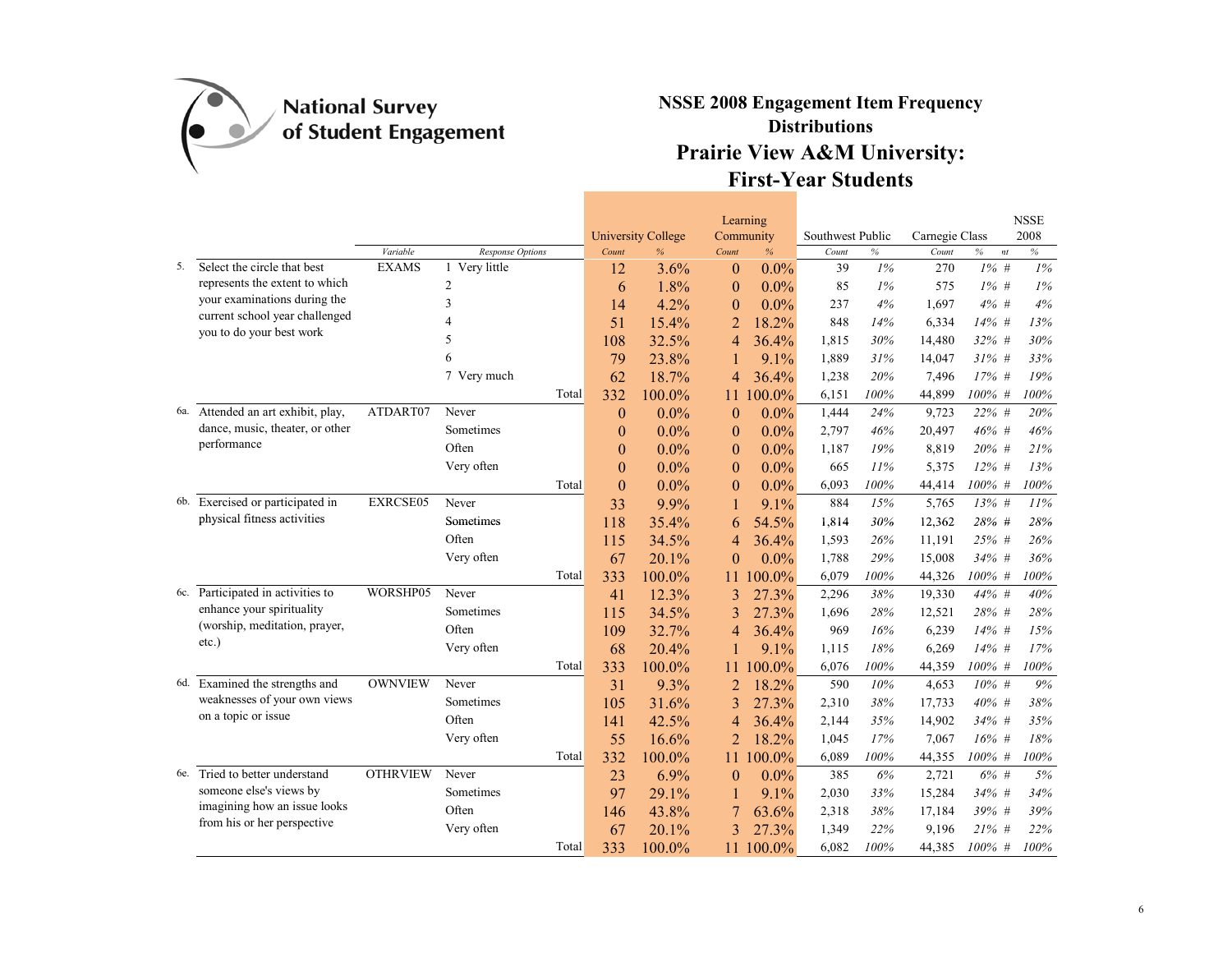National Survey of Student Engagement

# NSSE 2008 Engagement Item Frequency Distributions

## Prairie View A&M University: First-Year Students

| | | Variable | Response Options | University College Count | University College % | Learning Community Count | Learning Community % | Southwest Public Count | Southwest Public % | Carnegie Class Count | Carnegie Class % | nt | NSSE 2008 % |
|---|---|---|---|---|---|---|---|---|---|---|---|---|---|
| 5. | Select the circle that best represents the extent to which your examinations during the current school year challenged you to do your best work | EXAMS | 1 Very little | 12 | 3.6% | 0 | 0.0% | 39 | 1% | 270 | 1% | # | 1% |
| | | | 2 | 6 | 1.8% | 0 | 0.0% | 85 | 1% | 575 | 1% | # | 1% |
| | | | 3 | 14 | 4.2% | 0 | 0.0% | 237 | 4% | 1,697 | 4% | # | 4% |
| | | | 4 | 51 | 15.4% | 2 | 18.2% | 848 | 14% | 6,334 | 14% | # | 13% |
| | | | 5 | 108 | 32.5% | 4 | 36.4% | 1,815 | 30% | 14,480 | 32% | # | 30% |
| | | | 6 | 79 | 23.8% | 1 | 9.1% | 1,889 | 31% | 14,047 | 31% | # | 33% |
| | | | 7 Very much | 62 | 18.7% | 4 | 36.4% | 1,238 | 20% | 7,496 | 17% | # | 19% |
| | | | Total | 332 | 100.0% | 11 | 100.0% | 6,151 | 100% | 44,899 | 100% | # | 100% |
| 6a. | Attended an art exhibit, play, dance, music, theater, or other performance | ATDART07 | Never | 0 | 0.0% | 0 | 0.0% | 1,444 | 24% | 9,723 | 22% | # | 20% |
| | | | Sometimes | 0 | 0.0% | 0 | 0.0% | 2,797 | 46% | 20,497 | 46% | # | 46% |
| | | | Often | 0 | 0.0% | 0 | 0.0% | 1,187 | 19% | 8,819 | 20% | # | 21% |
| | | | Very often | 0 | 0.0% | 0 | 0.0% | 665 | 11% | 5,375 | 12% | # | 13% |
| | | | Total | 0 | 0.0% | 0 | 0.0% | 6,093 | 100% | 44,414 | 100% | # | 100% |
| 6b. | Exercised or participated in physical fitness activities | EXRCSE05 | Never | 33 | 9.9% | 1 | 9.1% | 884 | 15% | 5,765 | 13% | # | 11% |
| | | | Sometimes | 118 | 35.4% | 6 | 54.5% | 1,814 | 30% | 12,362 | 28% | # | 28% |
| | | | Often | 115 | 34.5% | 4 | 36.4% | 1,593 | 26% | 11,191 | 25% | # | 26% |
| | | | Very often | 67 | 20.1% | 0 | 0.0% | 1,788 | 29% | 15,008 | 34% | # | 36% |
| | | | Total | 333 | 100.0% | 11 | 100.0% | 6,079 | 100% | 44,326 | 100% | # | 100% |
| 6c. | Participated in activities to enhance your spirituality (worship, meditation, prayer, etc.) | WORSHP05 | Never | 41 | 12.3% | 3 | 27.3% | 2,296 | 38% | 19,330 | 44% | # | 40% |
| | | | Sometimes | 115 | 34.5% | 3 | 27.3% | 1,696 | 28% | 12,521 | 28% | # | 28% |
| | | | Often | 109 | 32.7% | 4 | 36.4% | 969 | 16% | 6,239 | 14% | # | 15% |
| | | | Very often | 68 | 20.4% | 1 | 9.1% | 1,115 | 18% | 6,269 | 14% | # | 17% |
| | | | Total | 333 | 100.0% | 11 | 100.0% | 6,076 | 100% | 44,359 | 100% | # | 100% |
| 6d. | Examined the strengths and weaknesses of your own views on a topic or issue | OWNVIEW | Never | 31 | 9.3% | 2 | 18.2% | 590 | 10% | 4,653 | 10% | # | 9% |
| | | | Sometimes | 105 | 31.6% | 3 | 27.3% | 2,310 | 38% | 17,733 | 40% | # | 38% |
| | | | Often | 141 | 42.5% | 4 | 36.4% | 2,144 | 35% | 14,902 | 34% | # | 35% |
| | | | Very often | 55 | 16.6% | 2 | 18.2% | 1,045 | 17% | 7,067 | 16% | # | 18% |
| | | | Total | 332 | 100.0% | 11 | 100.0% | 6,089 | 100% | 44,355 | 100% | # | 100% |
| 6e. | Tried to better understand someone else's views by imagining how an issue looks from his or her perspective | OTHRVIEW | Never | 23 | 6.9% | 0 | 0.0% | 385 | 6% | 2,721 | 6% | # | 5% |
| | | | Sometimes | 97 | 29.1% | 1 | 9.1% | 2,030 | 33% | 15,284 | 34% | # | 34% |
| | | | Often | 146 | 43.8% | 7 | 63.6% | 2,318 | 38% | 17,184 | 39% | # | 39% |
| | | | Very often | 67 | 20.1% | 3 | 27.3% | 1,349 | 22% | 9,196 | 21% | # | 22% |
| | | | Total | 333 | 100.0% | 11 | 100.0% | 6,082 | 100% | 44,385 | 100% | # | 100% |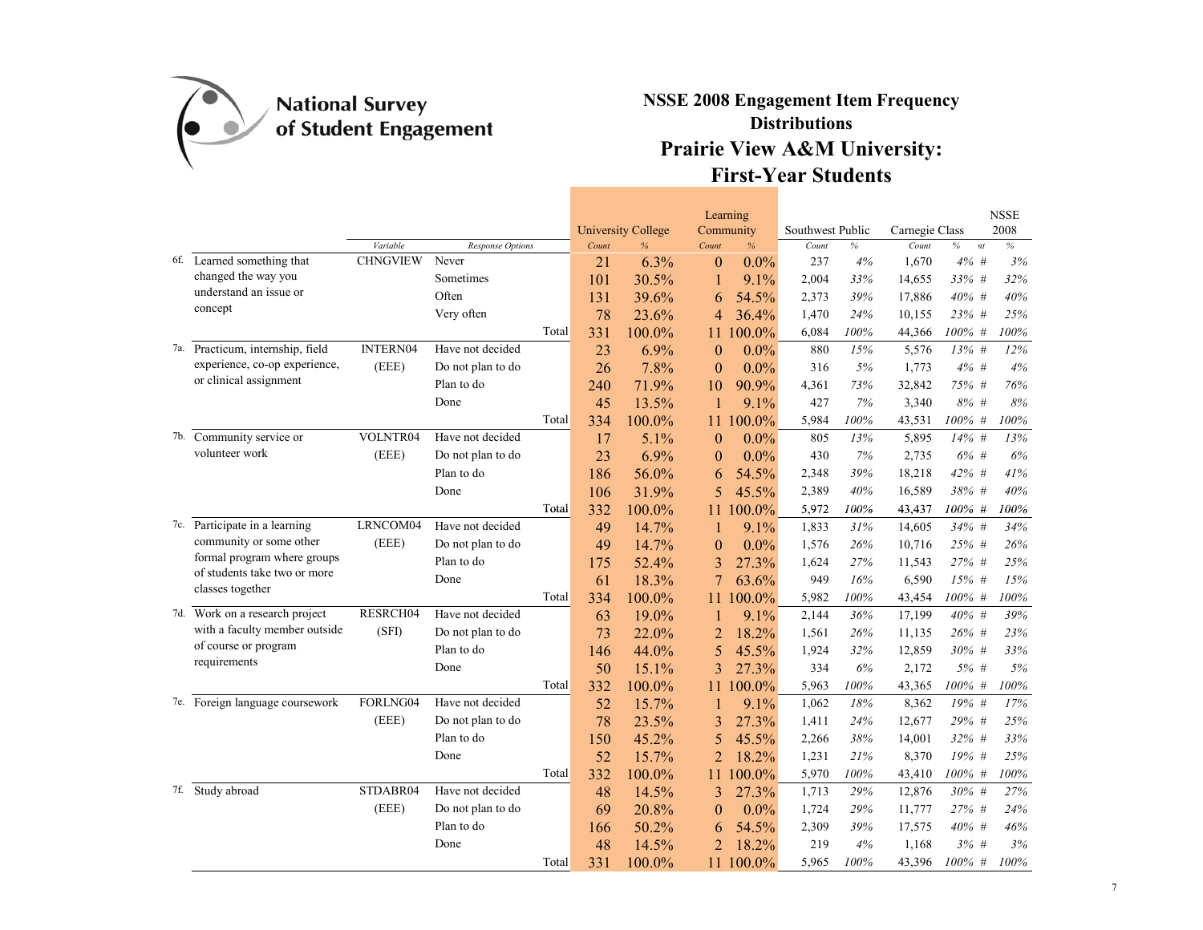National Survey of Student Engagement

# NSSE 2008 Engagement Item Frequency Distributions

## Prairie View A&M University: First-Year Students

| | | Variable | Response Options | University College Count | University College % | Learning Community Count | Learning Community % | Southwest Public Count | Southwest Public % | Carnegie Class Count | Carnegie Class % | nt | NSSE 2008 % |
|---|---|---|---|---|---|---|---|---|---|---|---|---|---|
| 6f. | Learned something that changed the way you understand an issue or concept | CHNGVIEW | Never | 21 | 6.3% | 0 | 0.0% | 237 | 4% | 1,670 | 4% | # | 3% |
| | | | Sometimes | 101 | 30.5% | 1 | 9.1% | 2,004 | 33% | 14,655 | 33% | # | 32% |
| | | | Often | 131 | 39.6% | 6 | 54.5% | 2,373 | 39% | 17,886 | 40% | # | 40% |
| | | | Very often | 78 | 23.6% | 4 | 36.4% | 1,470 | 24% | 10,155 | 23% | # | 25% |
| | | | Total | 331 | 100.0% | 11 | 100.0% | 6,084 | 100% | 44,366 | 100% | # | 100% |
| 7a. | Practicum, internship, field experience, co-op experience, or clinical assignment | INTERN04 (EEE) | Have not decided | 23 | 6.9% | 0 | 0.0% | 880 | 15% | 5,576 | 13% | # | 12% |
| | | | Do not plan to do | 26 | 7.8% | 0 | 0.0% | 316 | 5% | 1,773 | 4% | # | 4% |
| | | | Plan to do | 240 | 71.9% | 10 | 90.9% | 4,361 | 73% | 32,842 | 75% | # | 76% |
| | | | Done | 45 | 13.5% | 1 | 9.1% | 427 | 7% | 3,340 | 8% | # | 8% |
| | | | Total | 334 | 100.0% | 11 | 100.0% | 5,984 | 100% | 43,531 | 100% | # | 100% |
| 7b. | Community service or volunteer work | VOLNTR04 (EEE) | Have not decided | 17 | 5.1% | 0 | 0.0% | 805 | 13% | 5,895 | 14% | # | 13% |
| | | | Do not plan to do | 23 | 6.9% | 0 | 0.0% | 430 | 7% | 2,735 | 6% | # | 6% |
| | | | Plan to do | 186 | 56.0% | 6 | 54.5% | 2,348 | 39% | 18,218 | 42% | # | 41% |
| | | | Done | 106 | 31.9% | 5 | 45.5% | 2,389 | 40% | 16,589 | 38% | # | 40% |
| | | | Total | 332 | 100.0% | 11 | 100.0% | 5,972 | 100% | 43,437 | 100% | # | 100% |
| 7c. | Participate in a learning community or some other formal program where groups of students take two or more classes together | LRNCOM04 (EEE) | Have not decided | 49 | 14.7% | 1 | 9.1% | 1,833 | 31% | 14,605 | 34% | # | 34% |
| | | | Do not plan to do | 49 | 14.7% | 0 | 0.0% | 1,576 | 26% | 10,716 | 25% | # | 26% |
| | | | Plan to do | 175 | 52.4% | 3 | 27.3% | 1,624 | 27% | 11,543 | 27% | # | 25% |
| | | | Done | 61 | 18.3% | 7 | 63.6% | 949 | 16% | 6,590 | 15% | # | 15% |
| | | | Total | 334 | 100.0% | 11 | 100.0% | 5,982 | 100% | 43,454 | 100% | # | 100% |
| 7d. | Work on a research project with a faculty member outside of course or program requirements | RESRCH04 (SFI) | Have not decided | 63 | 19.0% | 1 | 9.1% | 2,144 | 36% | 17,199 | 40% | # | 39% |
| | | | Do not plan to do | 73 | 22.0% | 2 | 18.2% | 1,561 | 26% | 11,135 | 26% | # | 23% |
| | | | Plan to do | 146 | 44.0% | 5 | 45.5% | 1,924 | 32% | 12,859 | 30% | # | 33% |
| | | | Done | 50 | 15.1% | 3 | 27.3% | 334 | 6% | 2,172 | 5% | # | 5% |
| | | | Total | 332 | 100.0% | 11 | 100.0% | 5,963 | 100% | 43,365 | 100% | # | 100% |
| 7e. | Foreign language coursework | FORLNG04 (EEE) | Have not decided | 52 | 15.7% | 1 | 9.1% | 1,062 | 18% | 8,362 | 19% | # | 17% |
| | | | Do not plan to do | 78 | 23.5% | 3 | 27.3% | 1,411 | 24% | 12,677 | 29% | # | 25% |
| | | | Plan to do | 150 | 45.2% | 5 | 45.5% | 2,266 | 38% | 14,001 | 32% | # | 33% |
| | | | Done | 52 | 15.7% | 2 | 18.2% | 1,231 | 21% | 8,370 | 19% | # | 25% |
| | | | Total | 332 | 100.0% | 11 | 100.0% | 5,970 | 100% | 43,410 | 100% | # | 100% |
| 7f. | Study abroad | STDABR04 (EEE) | Have not decided | 48 | 14.5% | 3 | 27.3% | 1,713 | 29% | 12,876 | 30% | # | 27% |
| | | | Do not plan to do | 69 | 20.8% | 0 | 0.0% | 1,724 | 29% | 11,777 | 27% | # | 24% |
| | | | Plan to do | 166 | 50.2% | 6 | 54.5% | 2,309 | 39% | 17,575 | 40% | # | 46% |
| | | | Done | 48 | 14.5% | 2 | 18.2% | 219 | 4% | 1,168 | 3% | # | 3% |
| | | | Total | 331 | 100.0% | 11 | 100.0% | 5,965 | 100% | 43,396 | 100% | # | 100% |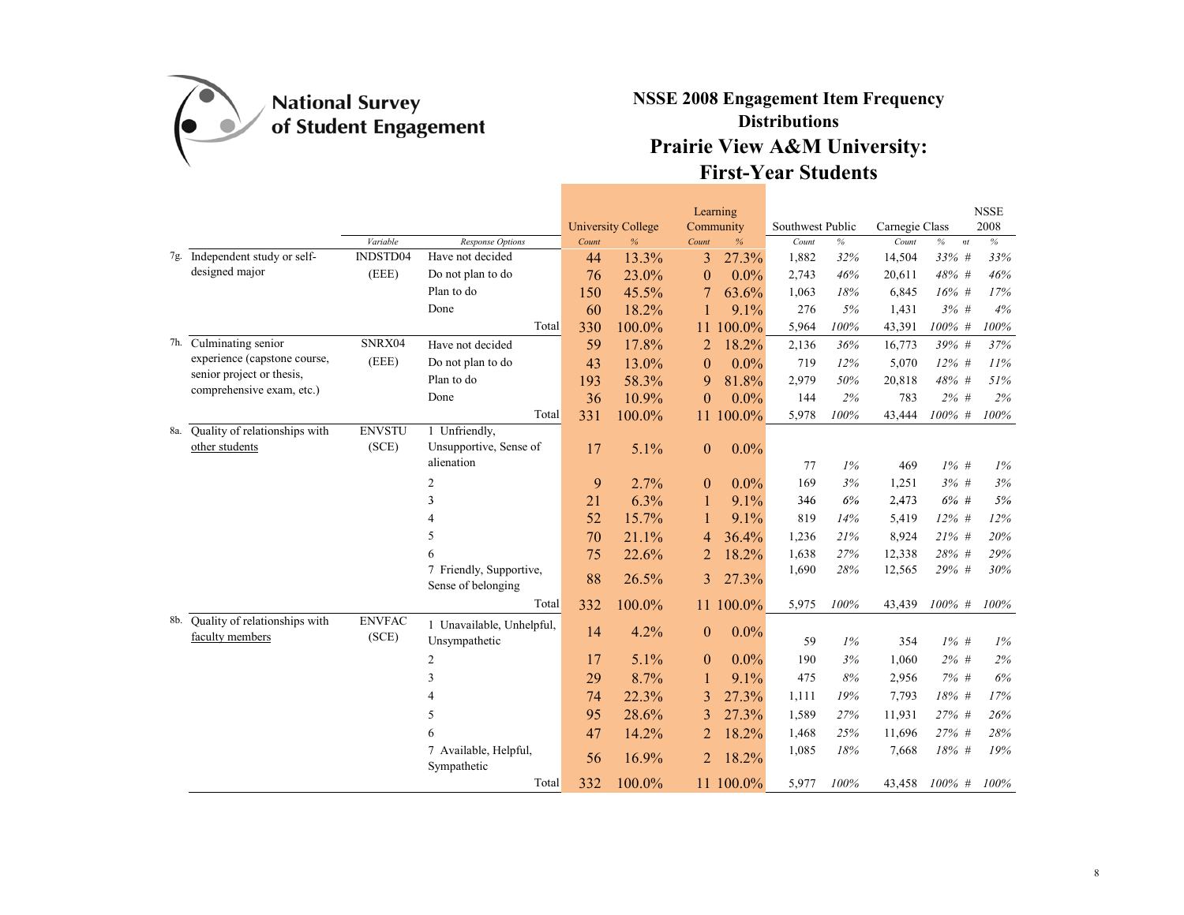National Survey of Student Engagement

# NSSE 2008 Engagement Item Frequency Distributions

## Prairie View A&M University: First-Year Students

| | | | | University College | | Learning Community | | Southwest Public | | Carnegie Class | | | NSSE 2008 |
|---|---|---|---|---|---|---|---|---|---|---|---|---|---|
| | | Variable | Response Options | Count | % | Count | % | Count | % | Count | % | nt | % |
| 7g. | Independent study or self-designed major | INDSTD04 (EEE) | Have not decided | 44 | 13.3% | 3 | 27.3% | 1,882 | 32% | 14,504 | 33% | # | 33% |
| | | | Do not plan to do | 76 | 23.0% | 0 | 0.0% | 2,743 | 46% | 20,611 | 48% | # | 46% |
| | | | Plan to do | 150 | 45.5% | 7 | 63.6% | 1,063 | 18% | 6,845 | 16% | # | 17% |
| | | | Done | 60 | 18.2% | 1 | 9.1% | 276 | 5% | 1,431 | 3% | # | 4% |
| | | | Total | 330 | 100.0% | 11 | 100.0% | 5,964 | 100% | 43,391 | 100% | # | 100% |
| 7h. | Culminating senior experience (capstone course, senior project or thesis, comprehensive exam, etc.) | SNRX04 (EEE) | Have not decided | 59 | 17.8% | 2 | 18.2% | 2,136 | 36% | 16,773 | 39% | # | 37% |
| | | | Do not plan to do | 43 | 13.0% | 0 | 0.0% | 719 | 12% | 5,070 | 12% | # | 11% |
| | | | Plan to do | 193 | 58.3% | 9 | 81.8% | 2,979 | 50% | 20,818 | 48% | # | 51% |
| | | | Done | 36 | 10.9% | 0 | 0.0% | 144 | 2% | 783 | 2% | # | 2% |
| | | | Total | 331 | 100.0% | 11 | 100.0% | 5,978 | 100% | 43,444 | 100% | # | 100% |
| 8a. | Quality of relationships with other students | ENVSTU (SCE) | 1 Unfriendly, Unsupportive, Sense of alienation | 17 | 5.1% | 0 | 0.0% | 77 | 1% | 469 | 1% | # | 1% |
| | | | 2 | 9 | 2.7% | 0 | 0.0% | 169 | 3% | 1,251 | 3% | # | 3% |
| | | | 3 | 21 | 6.3% | 1 | 9.1% | 346 | 6% | 2,473 | 6% | # | 5% |
| | | | 4 | 52 | 15.7% | 1 | 9.1% | 819 | 14% | 5,419 | 12% | # | 12% |
| | | | 5 | 70 | 21.1% | 4 | 36.4% | 1,236 | 21% | 8,924 | 21% | # | 20% |
| | | | 6 | 75 | 22.6% | 2 | 18.2% | 1,638 | 27% | 12,338 | 28% | # | 29% |
| | | | 7 Friendly, Supportive, Sense of belonging | 88 | 26.5% | 3 | 27.3% | 1,690 | 28% | 12,565 | 29% | # | 30% |
| | | | Total | 332 | 100.0% | 11 | 100.0% | 5,975 | 100% | 43,439 | 100% | # | 100% |
| 8b. | Quality of relationships with faculty members | ENVFAC (SCE) | 1 Unavailable, Unhelpful, Unsympathetic | 14 | 4.2% | 0 | 0.0% | 59 | 1% | 354 | 1% | # | 1% |
| | | | 2 | 17 | 5.1% | 0 | 0.0% | 190 | 3% | 1,060 | 2% | # | 2% |
| | | | 3 | 29 | 8.7% | 1 | 9.1% | 475 | 8% | 2,956 | 7% | # | 6% |
| | | | 4 | 74 | 22.3% | 3 | 27.3% | 1,111 | 19% | 7,793 | 18% | # | 17% |
| | | | 5 | 95 | 28.6% | 3 | 27.3% | 1,589 | 27% | 11,931 | 27% | # | 26% |
| | | | 6 | 47 | 14.2% | 2 | 18.2% | 1,468 | 25% | 11,696 | 27% | # | 28% |
| | | | 7 Available, Helpful, Sympathetic | 56 | 16.9% | 2 | 18.2% | 1,085 | 18% | 7,668 | 18% | # | 19% |
| | | | Total | 332 | 100.0% | 11 | 100.0% | 5,977 | 100% | 43,458 | 100% | # | 100% |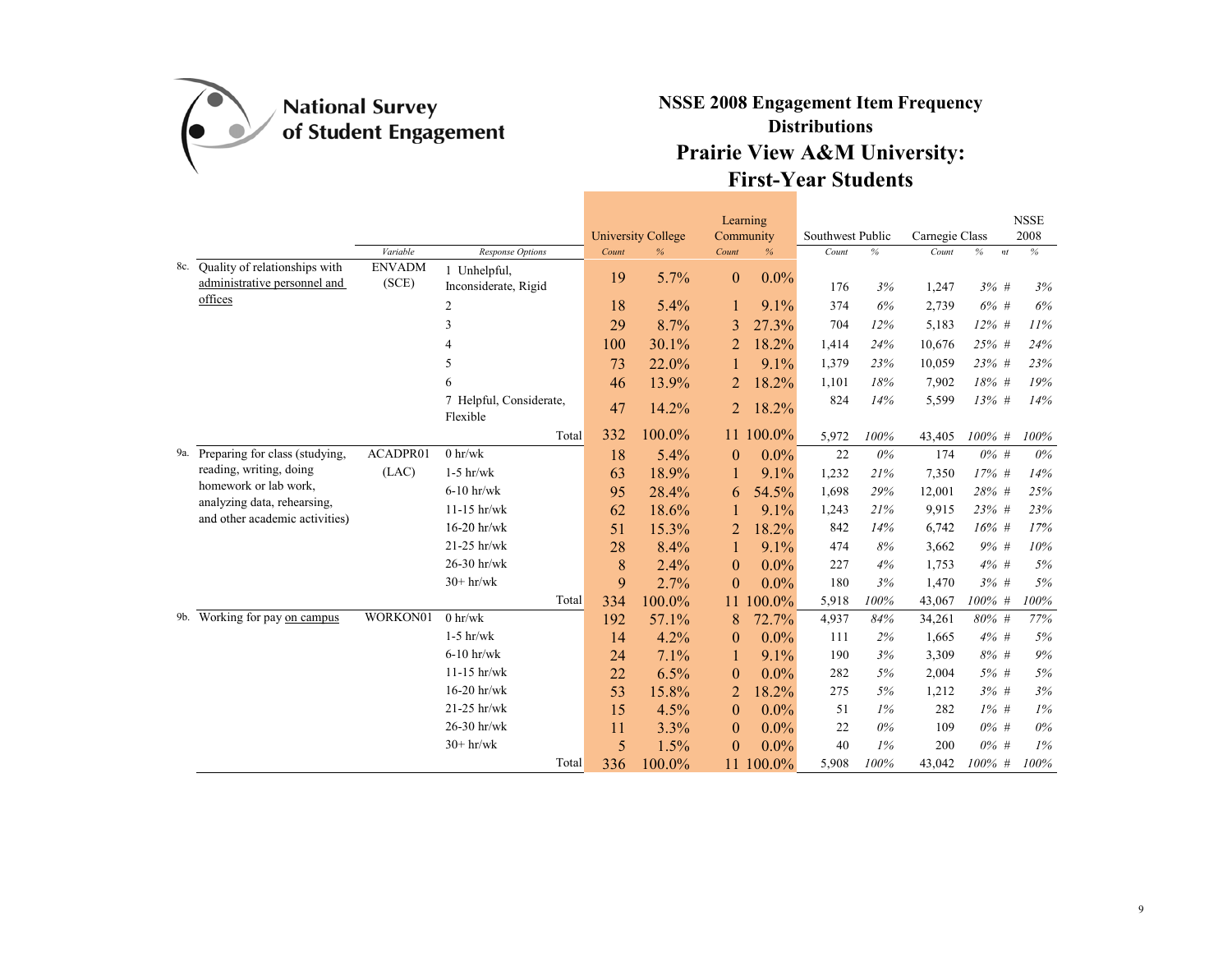National Survey of Student Engagement

# NSSE 2008 Engagement Item Frequency Distributions

## Prairie View A&M University: First-Year Students

| | | Variable | Response Options | University College Count | University College % | Learning Community Count | Learning Community % | Southwest Public Count | Southwest Public % | Carnegie Class Count | Carnegie Class % | nt | NSSE 2008 % |
|---|---|---|---|---|---|---|---|---|---|---|---|---|---|
| 8c. | Quality of relationships with administrative personnel and offices | ENVADM (SCE) | 1 Unhelpful, Inconsiderate, Rigid | 19 | 5.7% | 0 | 0.0% | 176 | 3% | 1,247 | 3% | # | 3% |
| | | | 2 | 18 | 5.4% | 1 | 9.1% | 374 | 6% | 2,739 | 6% | # | 6% |
| | | | 3 | 29 | 8.7% | 3 | 27.3% | 704 | 12% | 5,183 | 12% | # | 11% |
| | | | 4 | 100 | 30.1% | 2 | 18.2% | 1,414 | 24% | 10,676 | 25% | # | 24% |
| | | | 5 | 73 | 22.0% | 1 | 9.1% | 1,379 | 23% | 10,059 | 23% | # | 23% |
| | | | 6 | 46 | 13.9% | 2 | 18.2% | 1,101 | 18% | 7,902 | 18% | # | 19% |
| | | | 7 Helpful, Considerate, Flexible | 47 | 14.2% | 2 | 18.2% | 824 | 14% | 5,599 | 13% | # | 14% |
| | | | Total | 332 | 100.0% | 11 | 100.0% | 5,972 | 100% | 43,405 | 100% | # | 100% |
| 9a. | Preparing for class (studying, reading, writing, doing homework or lab work, analyzing data, rehearsing, and other academic activities) | ACADPR01 (LAC) | 0 hr/wk | 18 | 5.4% | 0 | 0.0% | 22 | 0% | 174 | 0% | # | 0% |
| | | | 1-5 hr/wk | 63 | 18.9% | 1 | 9.1% | 1,232 | 21% | 7,350 | 17% | # | 14% |
| | | | 6-10 hr/wk | 95 | 28.4% | 6 | 54.5% | 1,698 | 29% | 12,001 | 28% | # | 25% |
| | | | 11-15 hr/wk | 62 | 18.6% | 1 | 9.1% | 1,243 | 21% | 9,915 | 23% | # | 23% |
| | | | 16-20 hr/wk | 51 | 15.3% | 2 | 18.2% | 842 | 14% | 6,742 | 16% | # | 17% |
| | | | 21-25 hr/wk | 28 | 8.4% | 1 | 9.1% | 474 | 8% | 3,662 | 9% | # | 10% |
| | | | 26-30 hr/wk | 8 | 2.4% | 0 | 0.0% | 227 | 4% | 1,753 | 4% | # | 5% |
| | | | 30+ hr/wk | 9 | 2.7% | 0 | 0.0% | 180 | 3% | 1,470 | 3% | # | 5% |
| | | | Total | 334 | 100.0% | 11 | 100.0% | 5,918 | 100% | 43,067 | 100% | # | 100% |
| 9b. | Working for pay on campus | WORKON01 | 0 hr/wk | 192 | 57.1% | 8 | 72.7% | 4,937 | 84% | 34,261 | 80% | # | 77% |
| | | | 1-5 hr/wk | 14 | 4.2% | 0 | 0.0% | 111 | 2% | 1,665 | 4% | # | 5% |
| | | | 6-10 hr/wk | 24 | 7.1% | 1 | 9.1% | 190 | 3% | 3,309 | 8% | # | 9% |
| | | | 11-15 hr/wk | 22 | 6.5% | 0 | 0.0% | 282 | 5% | 2,004 | 5% | # | 5% |
| | | | 16-20 hr/wk | 53 | 15.8% | 2 | 18.2% | 275 | 5% | 1,212 | 3% | # | 3% |
| | | | 21-25 hr/wk | 15 | 4.5% | 0 | 0.0% | 51 | 1% | 282 | 1% | # | 1% |
| | | | 26-30 hr/wk | 11 | 3.3% | 0 | 0.0% | 22 | 0% | 109 | 0% | # | 0% |
| | | | 30+ hr/wk | 5 | 1.5% | 0 | 0.0% | 40 | 1% | 200 | 0% | # | 1% |
| | | | Total | 336 | 100.0% | 11 | 100.0% | 5,908 | 100% | 43,042 | 100% | # | 100% |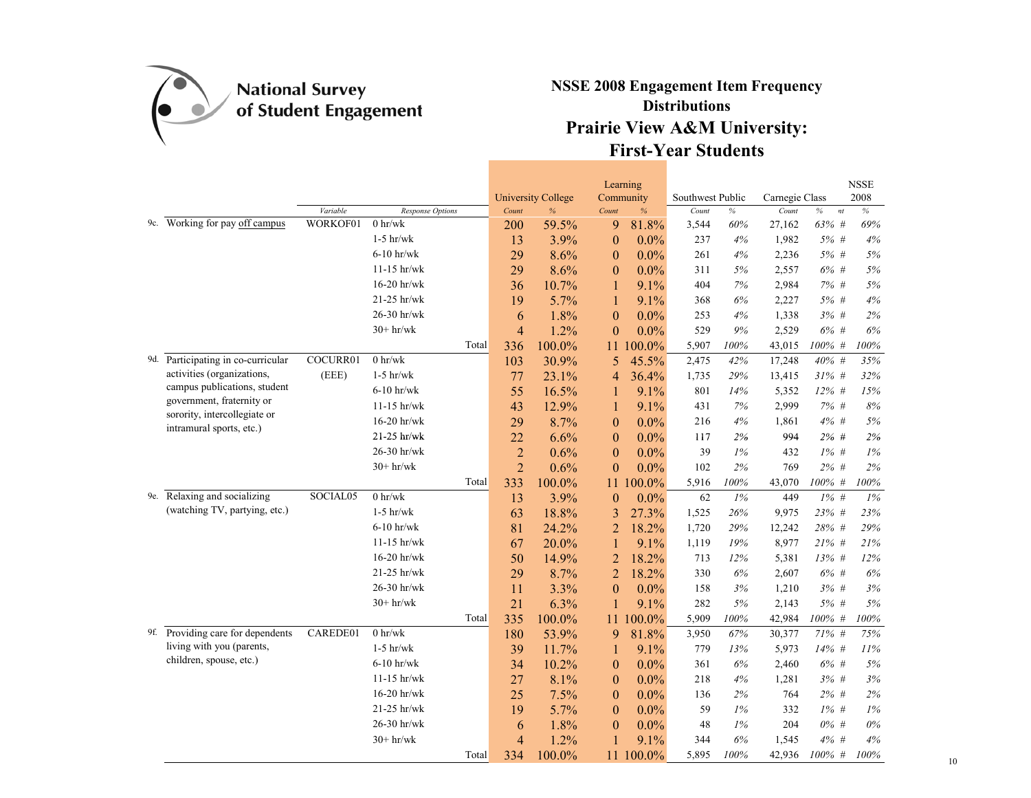National Survey of Student Engagement

# NSSE 2008 Engagement Item Frequency Distributions

## Prairie View A&M University: First-Year Students

| | | Variable | Response Options | University College Count | University College % | Learning Community Count | Learning Community % | Southwest Public Count | Southwest Public % | Carnegie Class Count | Carnegie Class % | nt | NSSE 2008 % |
|---|---|---|---|---|---|---|---|---|---|---|---|---|---|
| 9c. | Working for pay off campus | WORKOF01 | 0 hr/wk | 200 | 59.5% | 9 | 81.8% | 3,544 | 60% | 27,162 | 63% | # | 69% |
| | | | 1-5 hr/wk | 13 | 3.9% | 0 | 0.0% | 237 | 4% | 1,982 | 5% | # | 4% |
| | | | 6-10 hr/wk | 29 | 8.6% | 0 | 0.0% | 261 | 4% | 2,236 | 5% | # | 5% |
| | | | 11-15 hr/wk | 29 | 8.6% | 0 | 0.0% | 311 | 5% | 2,557 | 6% | # | 5% |
| | | | 16-20 hr/wk | 36 | 10.7% | 1 | 9.1% | 404 | 7% | 2,984 | 7% | # | 5% |
| | | | 21-25 hr/wk | 19 | 5.7% | 1 | 9.1% | 368 | 6% | 2,227 | 5% | # | 4% |
| | | | 26-30 hr/wk | 6 | 1.8% | 0 | 0.0% | 253 | 4% | 1,338 | 3% | # | 2% |
| | | | 30+ hr/wk | 4 | 1.2% | 0 | 0.0% | 529 | 9% | 2,529 | 6% | # | 6% |
| | | | Total | 336 | 100.0% | 11 | 100.0% | 5,907 | 100% | 43,015 | 100% | # | 100% |
| 9d. | Participating in co-curricular activities (organizations, campus publications, student government, fraternity or sorority, intercollegiate or intramural sports, etc.) | COCURR01 (EEE) | 0 hr/wk | 103 | 30.9% | 5 | 45.5% | 2,475 | 42% | 17,248 | 40% | # | 35% |
| | | | 1-5 hr/wk | 77 | 23.1% | 4 | 36.4% | 1,735 | 29% | 13,415 | 31% | # | 32% |
| | | | 6-10 hr/wk | 55 | 16.5% | 1 | 9.1% | 801 | 14% | 5,352 | 12% | # | 15% |
| | | | 11-15 hr/wk | 43 | 12.9% | 1 | 9.1% | 431 | 7% | 2,999 | 7% | # | 8% |
| | | | 16-20 hr/wk | 29 | 8.7% | 0 | 0.0% | 216 | 4% | 1,861 | 4% | # | 5% |
| | | | 21-25 hr/wk | 22 | 6.6% | 0 | 0.0% | 117 | 2% | 994 | 2% | # | 2% |
| | | | 26-30 hr/wk | 2 | 0.6% | 0 | 0.0% | 39 | 1% | 432 | 1% | # | 1% |
| | | | 30+ hr/wk | 2 | 0.6% | 0 | 0.0% | 102 | 2% | 769 | 2% | # | 2% |
| | | | Total | 333 | 100.0% | 11 | 100.0% | 5,916 | 100% | 43,070 | 100% | # | 100% |
| 9e. | Relaxing and socializing (watching TV, partying, etc.) | SOCIAL05 | 0 hr/wk | 13 | 3.9% | 0 | 0.0% | 62 | 1% | 449 | 1% | # | 1% |
| | | | 1-5 hr/wk | 63 | 18.8% | 3 | 27.3% | 1,525 | 26% | 9,975 | 23% | # | 23% |
| | | | 6-10 hr/wk | 81 | 24.2% | 2 | 18.2% | 1,720 | 29% | 12,242 | 28% | # | 29% |
| | | | 11-15 hr/wk | 67 | 20.0% | 1 | 9.1% | 1,119 | 19% | 8,977 | 21% | # | 21% |
| | | | 16-20 hr/wk | 50 | 14.9% | 2 | 18.2% | 713 | 12% | 5,381 | 13% | # | 12% |
| | | | 21-25 hr/wk | 29 | 8.7% | 2 | 18.2% | 330 | 6% | 2,607 | 6% | # | 6% |
| | | | 26-30 hr/wk | 11 | 3.3% | 0 | 0.0% | 158 | 3% | 1,210 | 3% | # | 3% |
| | | | 30+ hr/wk | 21 | 6.3% | 1 | 9.1% | 282 | 5% | 2,143 | 5% | # | 5% |
| | | | Total | 335 | 100.0% | 11 | 100.0% | 5,909 | 100% | 42,984 | 100% | # | 100% |
| 9f. | Providing care for dependents living with you (parents, children, spouse, etc.) | CAREDE01 | 0 hr/wk | 180 | 53.9% | 9 | 81.8% | 3,950 | 67% | 30,377 | 71% | # | 75% |
| | | | 1-5 hr/wk | 39 | 11.7% | 1 | 9.1% | 779 | 13% | 5,973 | 14% | # | 11% |
| | | | 6-10 hr/wk | 34 | 10.2% | 0 | 0.0% | 361 | 6% | 2,460 | 6% | # | 5% |
| | | | 11-15 hr/wk | 27 | 8.1% | 0 | 0.0% | 218 | 4% | 1,281 | 3% | # | 3% |
| | | | 16-20 hr/wk | 25 | 7.5% | 0 | 0.0% | 136 | 2% | 764 | 2% | # | 2% |
| | | | 21-25 hr/wk | 19 | 5.7% | 0 | 0.0% | 59 | 1% | 332 | 1% | # | 1% |
| | | | 26-30 hr/wk | 6 | 1.8% | 0 | 0.0% | 48 | 1% | 204 | 0% | # | 0% |
| | | | 30+ hr/wk | 4 | 1.2% | 1 | 9.1% | 344 | 6% | 1,545 | 4% | # | 4% |
| | | | Total | 334 | 100.0% | 11 | 100.0% | 5,895 | 100% | 42,936 | 100% | # | 100% |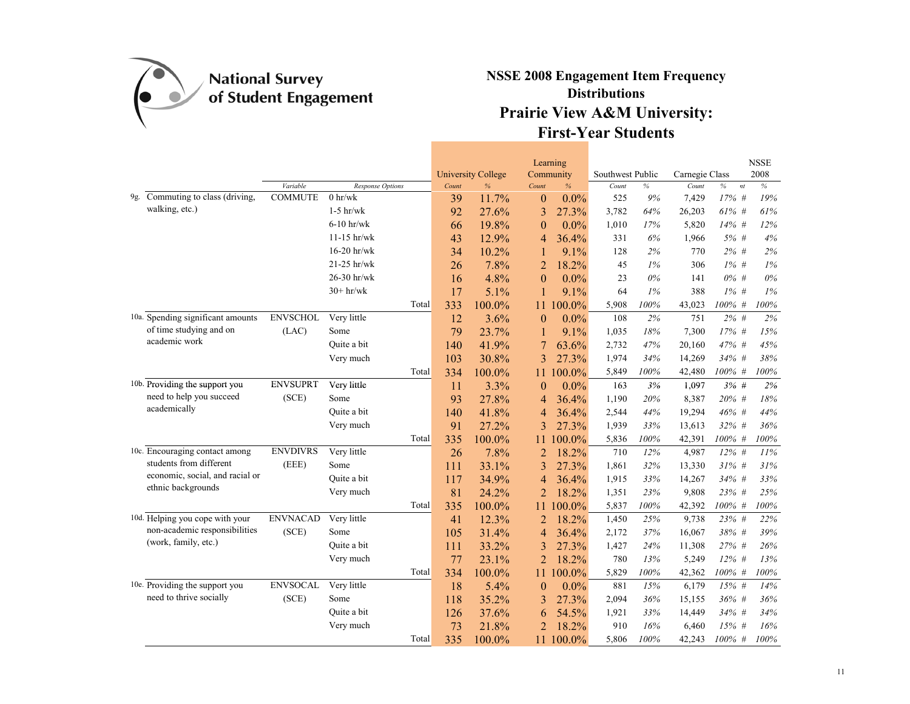National Survey of Student Engagement

# NSSE 2008 Engagement Item Frequency Distributions

## Prairie View A&M University: First-Year Students

| | | | | University College | | Learning Community | | Southwest Public | | Carnegie Class | | | NSSE 2008 |
|---|---|---|---|---|---|---|---|---|---|---|---|---|---|
| | Variable | Response Options | | Count | % | Count | % | Count | % | Count | % | nt | % |
| 9g. Commuting to class (driving, walking, etc.) | COMMUTE | 0 hr/wk | | 39 | 11.7% | 0 | 0.0% | 525 | 9% | 7,429 | 17% | # | 19% |
| | | 1-5 hr/wk | | 92 | 27.6% | 3 | 27.3% | 3,782 | 64% | 26,203 | 61% | # | 61% |
| | | 6-10 hr/wk | | 66 | 19.8% | 0 | 0.0% | 1,010 | 17% | 5,820 | 14% | # | 12% |
| | | 11-15 hr/wk | | 43 | 12.9% | 4 | 36.4% | 331 | 6% | 1,966 | 5% | # | 4% |
| | | 16-20 hr/wk | | 34 | 10.2% | 1 | 9.1% | 128 | 2% | 770 | 2% | # | 2% |
| | | 21-25 hr/wk | | 26 | 7.8% | 2 | 18.2% | 45 | 1% | 306 | 1% | # | 1% |
| | | 26-30 hr/wk | | 16 | 4.8% | 0 | 0.0% | 23 | 0% | 141 | 0% | # | 0% |
| | | 30+ hr/wk | | 17 | 5.1% | 1 | 9.1% | 64 | 1% | 388 | 1% | # | 1% |
| | | | Total | 333 | 100.0% | 11 | 100.0% | 5,908 | 100% | 43,023 | 100% | # | 100% |
| 10a. Spending significant amounts of time studying and on academic work | ENVSCHOL (LAC) | Very little | | 12 | 3.6% | 0 | 0.0% | 108 | 2% | 751 | 2% | # | 2% |
| | | Some | | 79 | 23.7% | 1 | 9.1% | 1,035 | 18% | 7,300 | 17% | # | 15% |
| | | Quite a bit | | 140 | 41.9% | 7 | 63.6% | 2,732 | 47% | 20,160 | 47% | # | 45% |
| | | Very much | | 103 | 30.8% | 3 | 27.3% | 1,974 | 34% | 14,269 | 34% | # | 38% |
| | | | Total | 334 | 100.0% | 11 | 100.0% | 5,849 | 100% | 42,480 | 100% | # | 100% |
| 10b. Providing the support you need to help you succeed academically | ENVSUPRT (SCE) | Very little | | 11 | 3.3% | 0 | 0.0% | 163 | 3% | 1,097 | 3% | # | 2% |
| | | Some | | 93 | 27.8% | 4 | 36.4% | 1,190 | 20% | 8,387 | 20% | # | 18% |
| | | Quite a bit | | 140 | 41.8% | 4 | 36.4% | 2,544 | 44% | 19,294 | 46% | # | 44% |
| | | Very much | | 91 | 27.2% | 3 | 27.3% | 1,939 | 33% | 13,613 | 32% | # | 36% |
| | | | Total | 335 | 100.0% | 11 | 100.0% | 5,836 | 100% | 42,391 | 100% | # | 100% |
| 10c. Encouraging contact among students from different economic, social, and racial or ethnic backgrounds | ENVDIVRS (EEE) | Very little | | 26 | 7.8% | 2 | 18.2% | 710 | 12% | 4,987 | 12% | # | 11% |
| | | Some | | 111 | 33.1% | 3 | 27.3% | 1,861 | 32% | 13,330 | 31% | # | 31% |
| | | Quite a bit | | 117 | 34.9% | 4 | 36.4% | 1,915 | 33% | 14,267 | 34% | # | 33% |
| | | Very much | | 81 | 24.2% | 2 | 18.2% | 1,351 | 23% | 9,808 | 23% | # | 25% |
| | | | Total | 335 | 100.0% | 11 | 100.0% | 5,837 | 100% | 42,392 | 100% | # | 100% |
| 10d. Helping you cope with your non-academic responsibilities (work, family, etc.) | ENVNACAD (SCE) | Very little | | 41 | 12.3% | 2 | 18.2% | 1,450 | 25% | 9,738 | 23% | # | 22% |
| | | Some | | 105 | 31.4% | 4 | 36.4% | 2,172 | 37% | 16,067 | 38% | # | 39% |
| | | Quite a bit | | 111 | 33.2% | 3 | 27.3% | 1,427 | 24% | 11,308 | 27% | # | 26% |
| | | Very much | | 77 | 23.1% | 2 | 18.2% | 780 | 13% | 5,249 | 12% | # | 13% |
| | | | Total | 334 | 100.0% | 11 | 100.0% | 5,829 | 100% | 42,362 | 100% | # | 100% |
| 10e. Providing the support you need to thrive socially | ENVSOCAL (SCE) | Very little | | 18 | 5.4% | 0 | 0.0% | 881 | 15% | 6,179 | 15% | # | 14% |
| | | Some | | 118 | 35.2% | 3 | 27.3% | 2,094 | 36% | 15,155 | 36% | # | 36% |
| | | Quite a bit | | 126 | 37.6% | 6 | 54.5% | 1,921 | 33% | 14,449 | 34% | # | 34% |
| | | Very much | | 73 | 21.8% | 2 | 18.2% | 910 | 16% | 6,460 | 15% | # | 16% |
| | | | Total | 335 | 100.0% | 11 | 100.0% | 5,806 | 100% | 42,243 | 100% | # | 100% |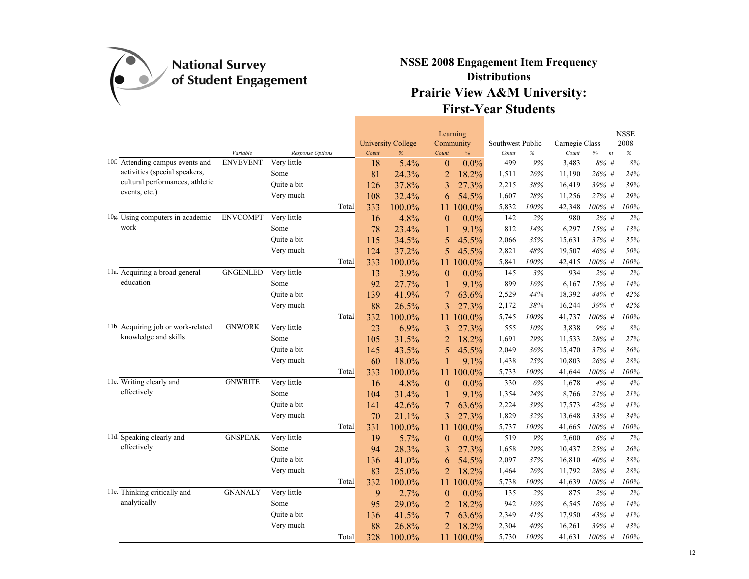National Survey of Student Engagement

# NSSE 2008 Engagement Item Frequency Distributions

## Prairie View A&M University: First-Year Students

| | Variable | Response Options | University College Count | University College % | Learning Community Count | Learning Community % | Southwest Public Count | Southwest Public % | Carnegie Class Count | Carnegie Class % | nt | NSSE 2008 % |
|---|---|---|---|---|---|---|---|---|---|---|---|---|
| 10f. Attending campus events and activities (special speakers, cultural performances, athletic events, etc.) | ENVEVENT | Very little | 18 | 5.4% | 0 | 0.0% | 499 | 9% | 3,483 | 8% | # | 8% |
| | | Some | 81 | 24.3% | 2 | 18.2% | 1,511 | 26% | 11,190 | 26% | # | 24% |
| | | Quite a bit | 126 | 37.8% | 3 | 27.3% | 2,215 | 38% | 16,419 | 39% | # | 39% |
| | | Very much | 108 | 32.4% | 6 | 54.5% | 1,607 | 28% | 11,256 | 27% | # | 29% |
| | | Total | 333 | 100.0% | 11 | 100.0% | 5,832 | 100% | 42,348 | 100% | # | 100% |
| 10g. Using computers in academic work | ENVCOMPT | Very little | 16 | 4.8% | 0 | 0.0% | 142 | 2% | 980 | 2% | # | 2% |
| | | Some | 78 | 23.4% | 1 | 9.1% | 812 | 14% | 6,297 | 15% | # | 13% |
| | | Quite a bit | 115 | 34.5% | 5 | 45.5% | 2,066 | 35% | 15,631 | 37% | # | 35% |
| | | Very much | 124 | 37.2% | 5 | 45.5% | 2,821 | 48% | 19,507 | 46% | # | 50% |
| | | Total | 333 | 100.0% | 11 | 100.0% | 5,841 | 100% | 42,415 | 100% | # | 100% |
| 11a. Acquiring a broad general education | GNGENLED | Very little | 13 | 3.9% | 0 | 0.0% | 145 | 3% | 934 | 2% | # | 2% |
| | | Some | 92 | 27.7% | 1 | 9.1% | 899 | 16% | 6,167 | 15% | # | 14% |
| | | Quite a bit | 139 | 41.9% | 7 | 63.6% | 2,529 | 44% | 18,392 | 44% | # | 42% |
| | | Very much | 88 | 26.5% | 3 | 27.3% | 2,172 | 38% | 16,244 | 39% | # | 42% |
| | | Total | 332 | 100.0% | 11 | 100.0% | 5,745 | 100% | 41,737 | 100% | # | 100% |
| 11b. Acquiring job or work-related knowledge and skills | GNWORK | Very little | 23 | 6.9% | 3 | 27.3% | 555 | 10% | 3,838 | 9% | # | 8% |
| | | Some | 105 | 31.5% | 2 | 18.2% | 1,691 | 29% | 11,533 | 28% | # | 27% |
| | | Quite a bit | 145 | 43.5% | 5 | 45.5% | 2,049 | 36% | 15,470 | 37% | # | 36% |
| | | Very much | 60 | 18.0% | 1 | 9.1% | 1,438 | 25% | 10,803 | 26% | # | 28% |
| | | Total | 333 | 100.0% | 11 | 100.0% | 5,733 | 100% | 41,644 | 100% | # | 100% |
| 11c. Writing clearly and effectively | GNWRITE | Very little | 16 | 4.8% | 0 | 0.0% | 330 | 6% | 1,678 | 4% | # | 4% |
| | | Some | 104 | 31.4% | 1 | 9.1% | 1,354 | 24% | 8,766 | 21% | # | 21% |
| | | Quite a bit | 141 | 42.6% | 7 | 63.6% | 2,224 | 39% | 17,573 | 42% | # | 41% |
| | | Very much | 70 | 21.1% | 3 | 27.3% | 1,829 | 32% | 13,648 | 33% | # | 34% |
| | | Total | 331 | 100.0% | 11 | 100.0% | 5,737 | 100% | 41,665 | 100% | # | 100% |
| 11d. Speaking clearly and effectively | GNSPEAK | Very little | 19 | 5.7% | 0 | 0.0% | 519 | 9% | 2,600 | 6% | # | 7% |
| | | Some | 94 | 28.3% | 3 | 27.3% | 1,658 | 29% | 10,437 | 25% | # | 26% |
| | | Quite a bit | 136 | 41.0% | 6 | 54.5% | 2,097 | 37% | 16,810 | 40% | # | 38% |
| | | Very much | 83 | 25.0% | 2 | 18.2% | 1,464 | 26% | 11,792 | 28% | # | 28% |
| | | Total | 332 | 100.0% | 11 | 100.0% | 5,738 | 100% | 41,639 | 100% | # | 100% |
| 11e. Thinking critically and analytically | GNANALY | Very little | 9 | 2.7% | 0 | 0.0% | 135 | 2% | 875 | 2% | # | 2% |
| | | Some | 95 | 29.0% | 2 | 18.2% | 942 | 16% | 6,545 | 16% | # | 14% |
| | | Quite a bit | 136 | 41.5% | 7 | 63.6% | 2,349 | 41% | 17,950 | 43% | # | 41% |
| | | Very much | 88 | 26.8% | 2 | 18.2% | 2,304 | 40% | 16,261 | 39% | # | 43% |
| | | Total | 328 | 100.0% | 11 | 100.0% | 5,730 | 100% | 41,631 | 100% | # | 100% |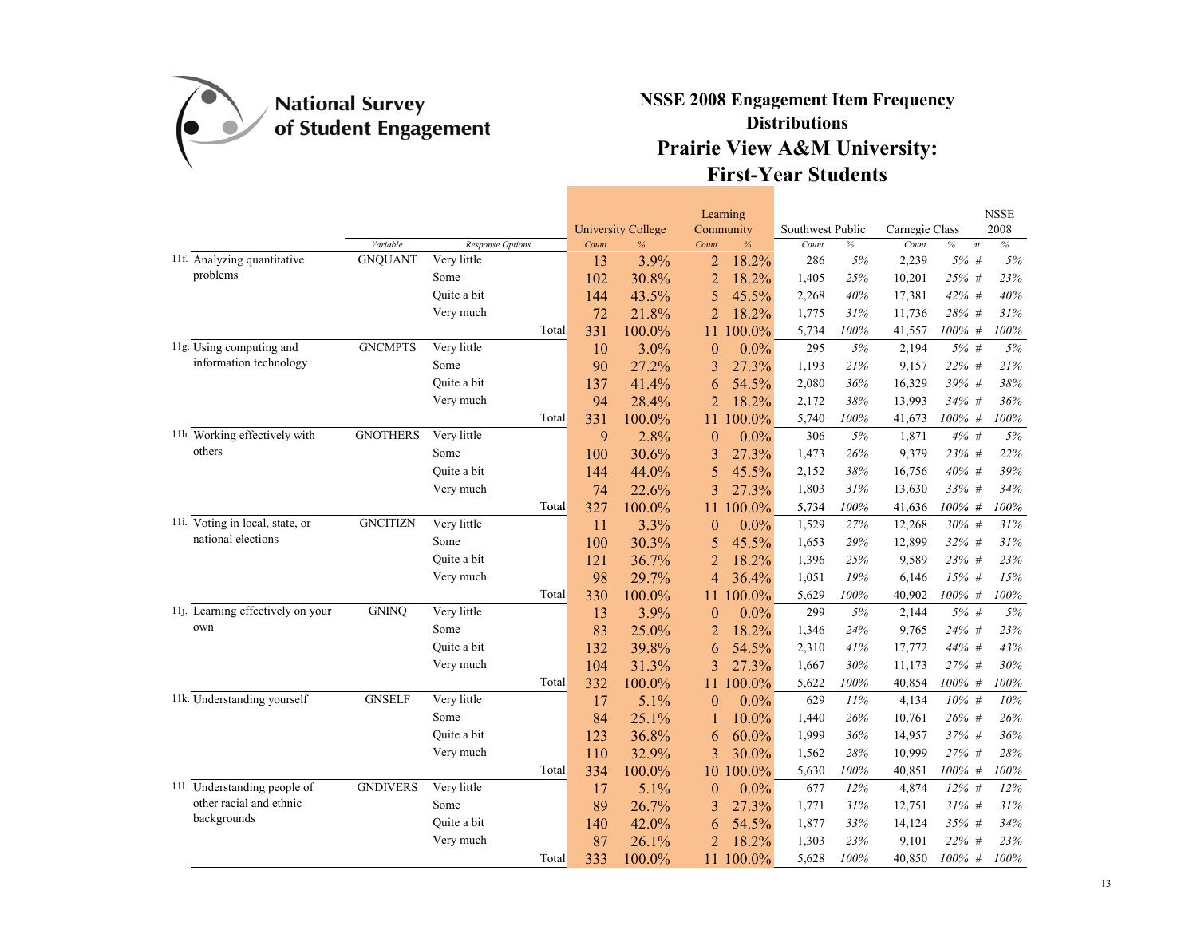# National Survey of Student Engagement

## NSSE 2008 Engagement Item Frequency Distributions

## Prairie View A&M University: First-Year Students

| | Variable | Response Options | University College Count | University College % | Learning Community Count | Learning Community % | Southwest Public Count | Southwest Public % | Carnegie Class Count | Carnegie Class % | nt | NSSE 2008 % |
|---|---|---|---|---|---|---|---|---|---|---|---|---|
| 11f. Analyzing quantitative problems | GNQUANT | Very little | 13 | 3.9% | 2 | 18.2% | 286 | 5% | 2,239 | 5% | # | 5% |
| | | Some | 102 | 30.8% | 2 | 18.2% | 1,405 | 25% | 10,201 | 25% | # | 23% |
| | | Quite a bit | 144 | 43.5% | 5 | 45.5% | 2,268 | 40% | 17,381 | 42% | # | 40% |
| | | Very much | 72 | 21.8% | 2 | 18.2% | 1,775 | 31% | 11,736 | 28% | # | 31% |
| | | Total | 331 | 100.0% | 11 | 100.0% | 5,734 | 100% | 41,557 | 100% | # | 100% |
| 11g. Using computing and information technology | GNCMPTS | Very little | 10 | 3.0% | 0 | 0.0% | 295 | 5% | 2,194 | 5% | # | 5% |
| | | Some | 90 | 27.2% | 3 | 27.3% | 1,193 | 21% | 9,157 | 22% | # | 21% |
| | | Quite a bit | 137 | 41.4% | 6 | 54.5% | 2,080 | 36% | 16,329 | 39% | # | 38% |
| | | Very much | 94 | 28.4% | 2 | 18.2% | 2,172 | 38% | 13,993 | 34% | # | 36% |
| | | Total | 331 | 100.0% | 11 | 100.0% | 5,740 | 100% | 41,673 | 100% | # | 100% |
| 11h. Working effectively with others | GNOTHERS | Very little | 9 | 2.8% | 0 | 0.0% | 306 | 5% | 1,871 | 4% | # | 5% |
| | | Some | 100 | 30.6% | 3 | 27.3% | 1,473 | 26% | 9,379 | 23% | # | 22% |
| | | Quite a bit | 144 | 44.0% | 5 | 45.5% | 2,152 | 38% | 16,756 | 40% | # | 39% |
| | | Very much | 74 | 22.6% | 3 | 27.3% | 1,803 | 31% | 13,630 | 33% | # | 34% |
| | | Total | 327 | 100.0% | 11 | 100.0% | 5,734 | 100% | 41,636 | 100% | # | 100% |
| 11i. Voting in local, state, or national elections | GNCITIZN | Very little | 11 | 3.3% | 0 | 0.0% | 1,529 | 27% | 12,268 | 30% | # | 31% |
| | | Some | 100 | 30.3% | 5 | 45.5% | 1,653 | 29% | 12,899 | 32% | # | 31% |
| | | Quite a bit | 121 | 36.7% | 2 | 18.2% | 1,396 | 25% | 9,589 | 23% | # | 23% |
| | | Very much | 98 | 29.7% | 4 | 36.4% | 1,051 | 19% | 6,146 | 15% | # | 15% |
| | | Total | 330 | 100.0% | 11 | 100.0% | 5,629 | 100% | 40,902 | 100% | # | 100% |
| 11j. Learning effectively on your own | GNINQ | Very little | 13 | 3.9% | 0 | 0.0% | 299 | 5% | 2,144 | 5% | # | 5% |
| | | Some | 83 | 25.0% | 2 | 18.2% | 1,346 | 24% | 9,765 | 24% | # | 23% |
| | | Quite a bit | 132 | 39.8% | 6 | 54.5% | 2,310 | 41% | 17,772 | 44% | # | 43% |
| | | Very much | 104 | 31.3% | 3 | 27.3% | 1,667 | 30% | 11,173 | 27% | # | 30% |
| | | Total | 332 | 100.0% | 11 | 100.0% | 5,622 | 100% | 40,854 | 100% | # | 100% |
| 11k. Understanding yourself | GNSELF | Very little | 17 | 5.1% | 0 | 0.0% | 629 | 11% | 4,134 | 10% | # | 10% |
| | | Some | 84 | 25.1% | 1 | 10.0% | 1,440 | 26% | 10,761 | 26% | # | 26% |
| | | Quite a bit | 123 | 36.8% | 6 | 60.0% | 1,999 | 36% | 14,957 | 37% | # | 36% |
| | | Very much | 110 | 32.9% | 3 | 30.0% | 1,562 | 28% | 10,999 | 27% | # | 28% |
| | | Total | 334 | 100.0% | 10 | 100.0% | 5,630 | 100% | 40,851 | 100% | # | 100% |
| 11l. Understanding people of other racial and ethnic backgrounds | GNDIVERS | Very little | 17 | 5.1% | 0 | 0.0% | 677 | 12% | 4,874 | 12% | # | 12% |
| | | Some | 89 | 26.7% | 3 | 27.3% | 1,771 | 31% | 12,751 | 31% | # | 31% |
| | | Quite a bit | 140 | 42.0% | 6 | 54.5% | 1,877 | 33% | 14,124 | 35% | # | 34% |
| | | Very much | 87 | 26.1% | 2 | 18.2% | 1,303 | 23% | 9,101 | 22% | # | 23% |
| | | Total | 333 | 100.0% | 11 | 100.0% | 5,628 | 100% | 40,850 | 100% | # | 100% |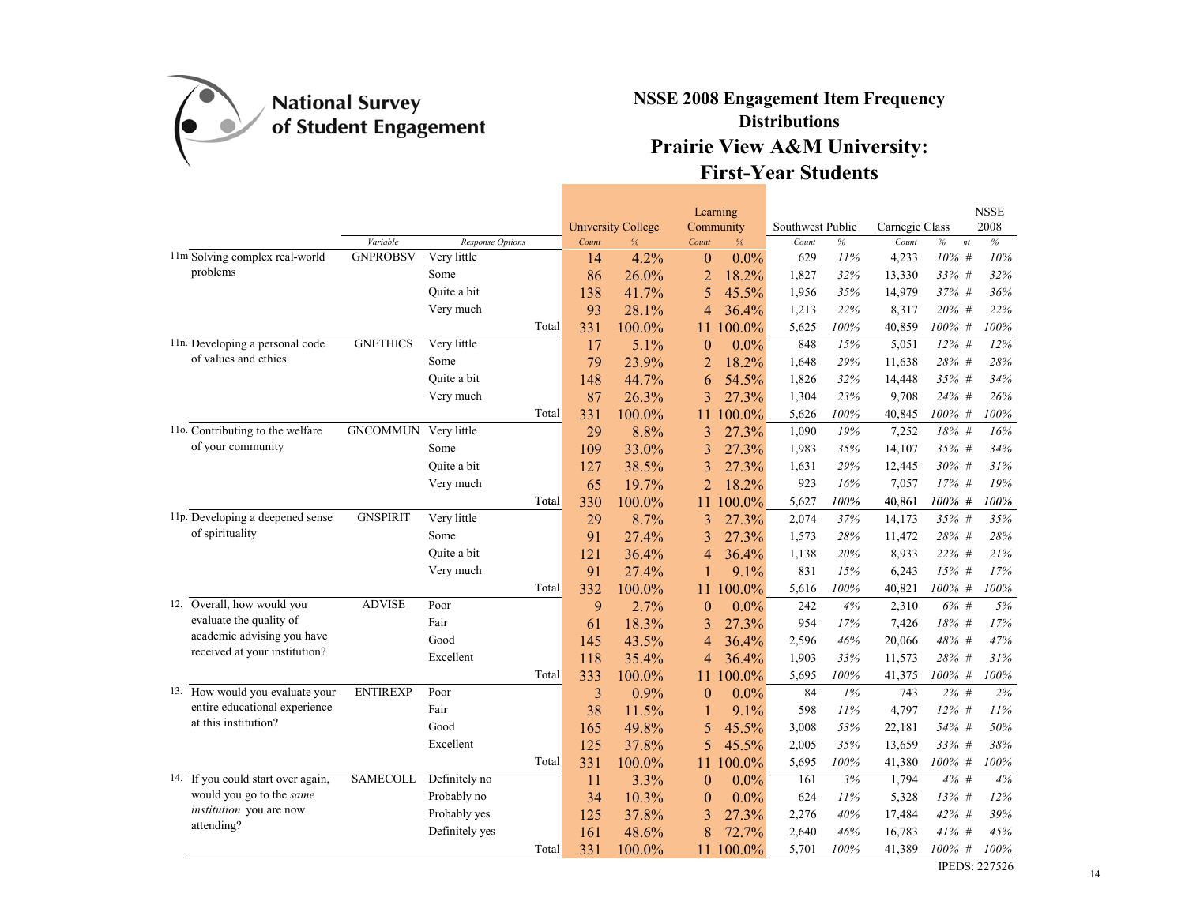National Survey of Student Engagement

# NSSE 2008 Engagement Item Frequency Distributions

## Prairie View A&M University: First-Year Students

| | Variable | Response Options | University College Count | University College % | Learning Community Count | Learning Community % | Southwest Public Count | Southwest Public % | Carnegie Class Count | Carnegie Class % | nt | NSSE 2008 % |
|---|---|---|---|---|---|---|---|---|---|---|---|---|
| 11m Solving complex real-world problems | GNPROBSV | Very little | 14 | 4.2% | 0 | 0.0% | 629 | 11% | 4,233 | 10% | # | 10% |
| | | Some | 86 | 26.0% | 2 | 18.2% | 1,827 | 32% | 13,330 | 33% | # | 32% |
| | | Quite a bit | 138 | 41.7% | 5 | 45.5% | 1,956 | 35% | 14,979 | 37% | # | 36% |
| | | Very much | 93 | 28.1% | 4 | 36.4% | 1,213 | 22% | 8,317 | 20% | # | 22% |
| | | Total | 331 | 100.0% | 11 | 100.0% | 5,625 | 100% | 40,859 | 100% | # | 100% |
| 11n. Developing a personal code of values and ethics | GNETHICS | Very little | 17 | 5.1% | 0 | 0.0% | 848 | 15% | 5,051 | 12% | # | 12% |
| | | Some | 79 | 23.9% | 2 | 18.2% | 1,648 | 29% | 11,638 | 28% | # | 28% |
| | | Quite a bit | 148 | 44.7% | 6 | 54.5% | 1,826 | 32% | 14,448 | 35% | # | 34% |
| | | Very much | 87 | 26.3% | 3 | 27.3% | 1,304 | 23% | 9,708 | 24% | # | 26% |
| | | Total | 331 | 100.0% | 11 | 100.0% | 5,626 | 100% | 40,845 | 100% | # | 100% |
| 11o. Contributing to the welfare of your community | GNCOMMUN | Very little | 29 | 8.8% | 3 | 27.3% | 1,090 | 19% | 7,252 | 18% | # | 16% |
| | | Some | 109 | 33.0% | 3 | 27.3% | 1,983 | 35% | 14,107 | 35% | # | 34% |
| | | Quite a bit | 127 | 38.5% | 3 | 27.3% | 1,631 | 29% | 12,445 | 30% | # | 31% |
| | | Very much | 65 | 19.7% | 2 | 18.2% | 923 | 16% | 7,057 | 17% | # | 19% |
| | | Total | 330 | 100.0% | 11 | 100.0% | 5,627 | 100% | 40,861 | 100% | # | 100% |
| 11p. Developing a deepened sense of spirituality | GNSPIRIT | Very little | 29 | 8.7% | 3 | 27.3% | 2,074 | 37% | 14,173 | 35% | # | 35% |
| | | Some | 91 | 27.4% | 3 | 27.3% | 1,573 | 28% | 11,472 | 28% | # | 28% |
| | | Quite a bit | 121 | 36.4% | 4 | 36.4% | 1,138 | 20% | 8,933 | 22% | # | 21% |
| | | Very much | 91 | 27.4% | 1 | 9.1% | 831 | 15% | 6,243 | 15% | # | 17% |
| | | Total | 332 | 100.0% | 11 | 100.0% | 5,616 | 100% | 40,821 | 100% | # | 100% |
| 12. Overall, how would you evaluate the quality of academic advising you have received at your institution? | ADVISE | Poor | 9 | 2.7% | 0 | 0.0% | 242 | 4% | 2,310 | 6% | # | 5% |
| | | Fair | 61 | 18.3% | 3 | 27.3% | 954 | 17% | 7,426 | 18% | # | 17% |
| | | Good | 145 | 43.5% | 4 | 36.4% | 2,596 | 46% | 20,066 | 48% | # | 47% |
| | | Excellent | 118 | 35.4% | 4 | 36.4% | 1,903 | 33% | 11,573 | 28% | # | 31% |
| | | Total | 333 | 100.0% | 11 | 100.0% | 5,695 | 100% | 41,375 | 100% | # | 100% |
| 13. How would you evaluate your entire educational experience at this institution? | ENTIREXP | Poor | 3 | 0.9% | 0 | 0.0% | 84 | 1% | 743 | 2% | # | 2% |
| | | Fair | 38 | 11.5% | 1 | 9.1% | 598 | 11% | 4,797 | 12% | # | 11% |
| | | Good | 165 | 49.8% | 5 | 45.5% | 3,008 | 53% | 22,181 | 54% | # | 50% |
| | | Excellent | 125 | 37.8% | 5 | 45.5% | 2,005 | 35% | 13,659 | 33% | # | 38% |
| | | Total | 331 | 100.0% | 11 | 100.0% | 5,695 | 100% | 41,380 | 100% | # | 100% |
| 14. If you could start over again, would you go to the *same institution* you are now attending? | SAMECOLL | Definitely no | 11 | 3.3% | 0 | 0.0% | 161 | 3% | 1,794 | 4% | # | 4% |
| | | Probably no | 34 | 10.3% | 0 | 0.0% | 624 | 11% | 5,328 | 13% | # | 12% |
| | | Probably yes | 125 | 37.8% | 3 | 27.3% | 2,276 | 40% | 17,484 | 42% | # | 39% |
| | | Definitely yes | 161 | 48.6% | 8 | 72.7% | 2,640 | 46% | 16,783 | 41% | # | 45% |
| | | Total | 331 | 100.0% | 11 | 100.0% | 5,701 | 100% | 41,389 | 100% | # | 100% |

IPEDS: 227526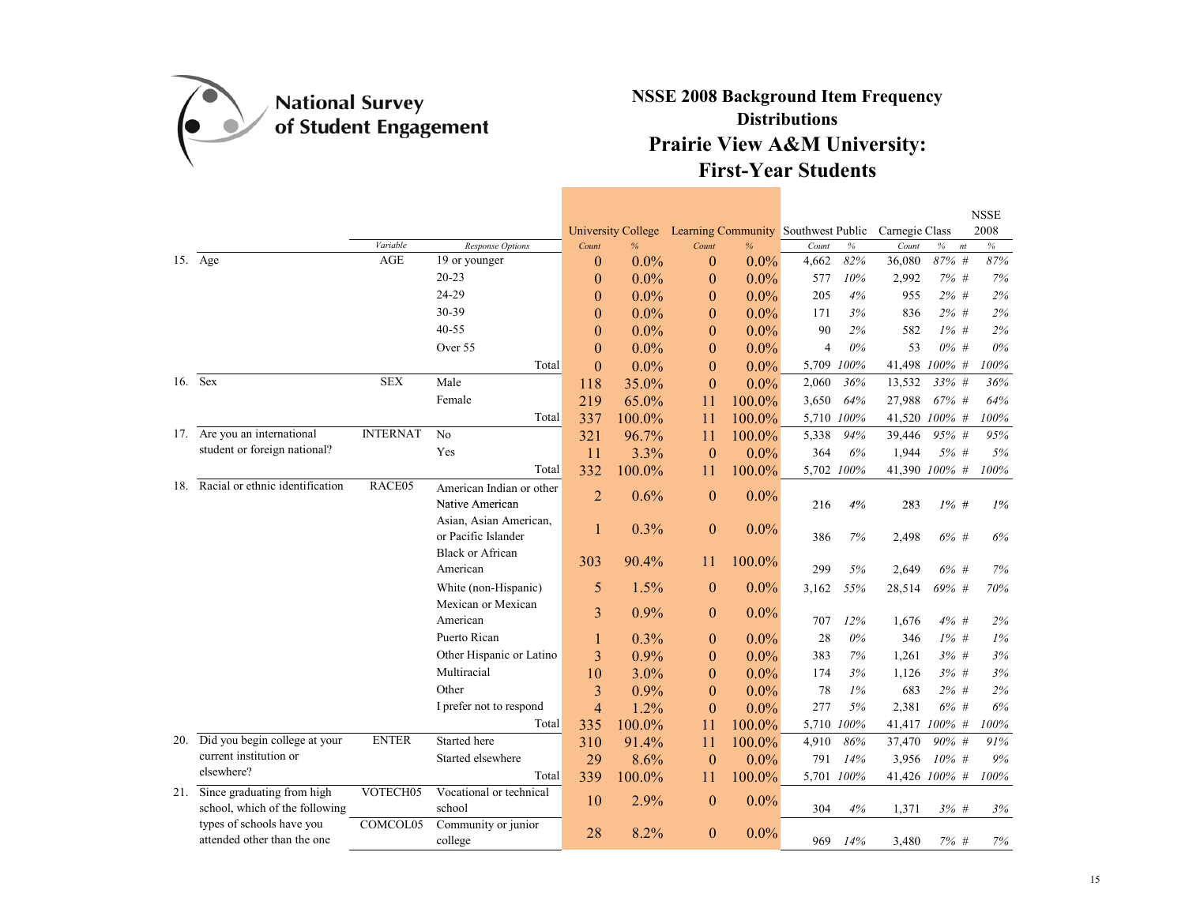National Survey of Student Engagement

# NSSE 2008 Background Item Frequency Distributions

## Prairie View A&M University: First-Year Students

| | | Variable | Response Options | University College | | Learning Community | | Southwest Public | | Carnegie Class | | | NSSE 2008 |
|---|---|---|---|---|---|---|---|---|---|---|---|---|---|
| | | | | Count | % | Count | % | Count | % | Count | % | nt | % |
| 15. | Age | AGE | 19 or younger | 0 | 0.0% | 0 | 0.0% | 4,662 | 82% | 36,080 | 87% | # | 87% |
| | | | 20-23 | 0 | 0.0% | 0 | 0.0% | 577 | 10% | 2,992 | 7% | # | 7% |
| | | | 24-29 | 0 | 0.0% | 0 | 0.0% | 205 | 4% | 955 | 2% | # | 2% |
| | | | 30-39 | 0 | 0.0% | 0 | 0.0% | 171 | 3% | 836 | 2% | # | 2% |
| | | | 40-55 | 0 | 0.0% | 0 | 0.0% | 90 | 2% | 582 | 1% | # | 2% |
| | | | Over 55 | 0 | 0.0% | 0 | 0.0% | 4 | 0% | 53 | 0% | # | 0% |
| | | | Total | 0 | 0.0% | 0 | 0.0% | 5,709 | 100% | 41,498 | 100% | # | 100% |
| 16. | Sex | SEX | Male | 118 | 35.0% | 0 | 0.0% | 2,060 | 36% | 13,532 | 33% | # | 36% |
| | | | Female | 219 | 65.0% | 11 | 100.0% | 3,650 | 64% | 27,988 | 67% | # | 64% |
| | | | Total | 337 | 100.0% | 11 | 100.0% | 5,710 | 100% | 41,520 | 100% | # | 100% |
| 17. | Are you an international student or foreign national? | INTERNAT | No | 321 | 96.7% | 11 | 100.0% | 5,338 | 94% | 39,446 | 95% | # | 95% |
| | | | Yes | 11 | 3.3% | 0 | 0.0% | 364 | 6% | 1,944 | 5% | # | 5% |
| | | | Total | 332 | 100.0% | 11 | 100.0% | 5,702 | 100% | 41,390 | 100% | # | 100% |
| 18. | Racial or ethnic identification | RACE05 | American Indian or other Native American | 2 | 0.6% | 0 | 0.0% | 216 | 4% | 283 | 1% | # | 1% |
| | | | Asian, Asian American, or Pacific Islander | 1 | 0.3% | 0 | 0.0% | 386 | 7% | 2,498 | 6% | # | 6% |
| | | | Black or African American | 303 | 90.4% | 11 | 100.0% | 299 | 5% | 2,649 | 6% | # | 7% |
| | | | White (non-Hispanic) | 5 | 1.5% | 0 | 0.0% | 3,162 | 55% | 28,514 | 69% | # | 70% |
| | | | Mexican or Mexican American | 3 | 0.9% | 0 | 0.0% | 707 | 12% | 1,676 | 4% | # | 2% |
| | | | Puerto Rican | 1 | 0.3% | 0 | 0.0% | 28 | 0% | 346 | 1% | # | 1% |
| | | | Other Hispanic or Latino | 3 | 0.9% | 0 | 0.0% | 383 | 7% | 1,261 | 3% | # | 3% |
| | | | Multiracial | 10 | 3.0% | 0 | 0.0% | 174 | 3% | 1,126 | 3% | # | 3% |
| | | | Other | 3 | 0.9% | 0 | 0.0% | 78 | 1% | 683 | 2% | # | 2% |
| | | | I prefer not to respond | 4 | 1.2% | 0 | 0.0% | 277 | 5% | 2,381 | 6% | # | 6% |
| | | | Total | 335 | 100.0% | 11 | 100.0% | 5,710 | 100% | 41,417 | 100% | # | 100% |
| 20. | Did you begin college at your current institution or elsewhere? | ENTER | Started here | 310 | 91.4% | 11 | 100.0% | 4,910 | 86% | 37,470 | 90% | # | 91% |
| | | | Started elsewhere | 29 | 8.6% | 0 | 0.0% | 791 | 14% | 3,956 | 10% | # | 9% |
| | | | Total | 339 | 100.0% | 11 | 100.0% | 5,701 | 100% | 41,426 | 100% | # | 100% |
| 21. | Since graduating from high school, which of the following types of schools have you attended other than the one | VOTECH05 | Vocational or technical school | 10 | 2.9% | 0 | 0.0% | 304 | 4% | 1,371 | 3% | # | 3% |
| | | COMCOL05 | Community or junior college | 28 | 8.2% | 0 | 0.0% | 969 | 14% | 3,480 | 7% | # | 7% |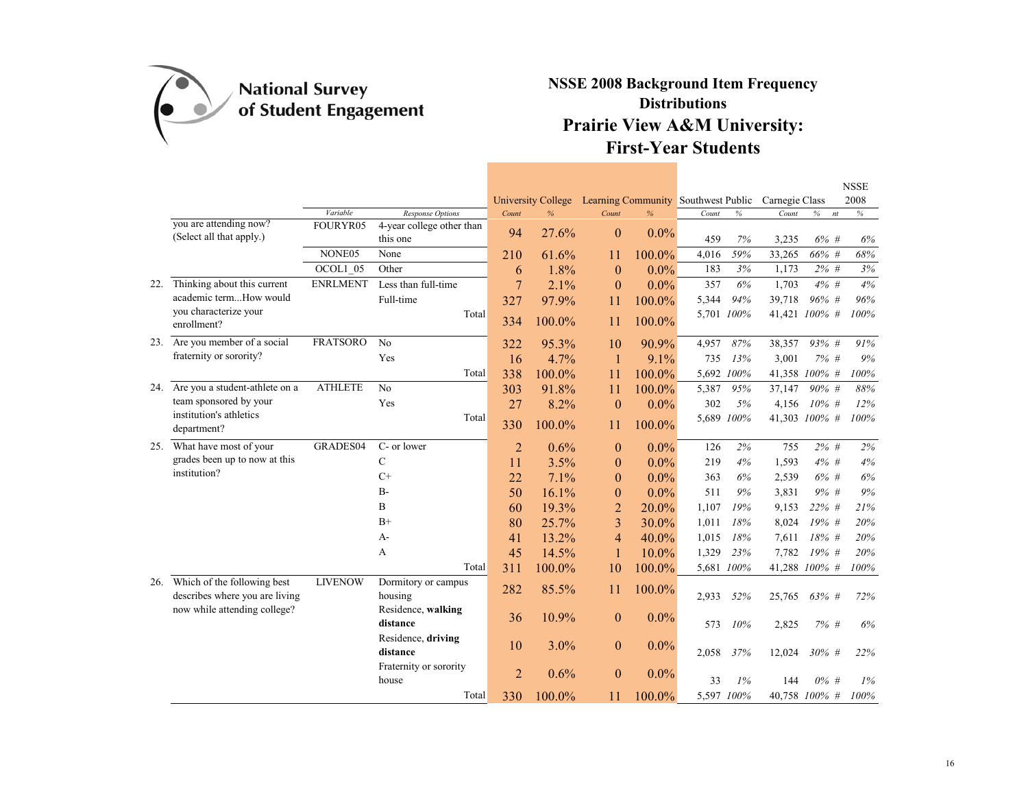National Survey of Student Engagement

# NSSE 2008 Background Item Frequency Distributions

## Prairie View A&M University: First-Year Students

| | | Variable | Response Options | University College Count | University College % | Learning Community Count | Learning Community % | Southwest Public Count | Southwest Public % | Carnegie Class Count | Carnegie Class % | nt | NSSE 2008 % |
|---|---|---|---|---|---|---|---|---|---|---|---|---|---|
| | you are attending now? (Select all that apply.) | FOURYR05 | 4-year college other than this one | 94 | 27.6% | 0 | 0.0% | 459 | 7% | 3,235 | 6% | # | 6% |
| | | NONE05 | None | 210 | 61.6% | 11 | 100.0% | 4,016 | 59% | 33,265 | 66% | # | 68% |
| | | OCOL1_05 | Other | 6 | 1.8% | 0 | 0.0% | 183 | 3% | 1,173 | 2% | # | 3% |
| 22. | Thinking about this current academic term...How would you characterize your enrollment? | ENRLMENT | Less than full-time | 7 | 2.1% | 0 | 0.0% | 357 | 6% | 1,703 | 4% | # | 4% |
| | | | Full-time | 327 | 97.9% | 11 | 100.0% | 5,344 | 94% | 39,718 | 96% | # | 96% |
| | | | Total | 334 | 100.0% | 11 | 100.0% | 5,701 | 100% | 41,421 | 100% | # | 100% |
| 23. | Are you member of a social fraternity or sorority? | FRATSORO | No | 322 | 95.3% | 10 | 90.9% | 4,957 | 87% | 38,357 | 93% | # | 91% |
| | | | Yes | 16 | 4.7% | 1 | 9.1% | 735 | 13% | 3,001 | 7% | # | 9% |
| | | | Total | 338 | 100.0% | 11 | 100.0% | 5,692 | 100% | 41,358 | 100% | # | 100% |
| 24. | Are you a student-athlete on a team sponsored by your institution's athletics department? | ATHLETE | No | 303 | 91.8% | 11 | 100.0% | 5,387 | 95% | 37,147 | 90% | # | 88% |
| | | | Yes | 27 | 8.2% | 0 | 0.0% | 302 | 5% | 4,156 | 10% | # | 12% |
| | | | Total | 330 | 100.0% | 11 | 100.0% | 5,689 | 100% | 41,303 | 100% | # | 100% |
| 25. | What have most of your grades been up to now at this institution? | GRADES04 | C- or lower | 2 | 0.6% | 0 | 0.0% | 126 | 2% | 755 | 2% | # | 2% |
| | | | C | 11 | 3.5% | 0 | 0.0% | 219 | 4% | 1,593 | 4% | # | 4% |
| | | | C+ | 22 | 7.1% | 0 | 0.0% | 363 | 6% | 2,539 | 6% | # | 6% |
| | | | B- | 50 | 16.1% | 0 | 0.0% | 511 | 9% | 3,831 | 9% | # | 9% |
| | | | B | 60 | 19.3% | 2 | 20.0% | 1,107 | 19% | 9,153 | 22% | # | 21% |
| | | | B+ | 80 | 25.7% | 3 | 30.0% | 1,011 | 18% | 8,024 | 19% | # | 20% |
| | | | A- | 41 | 13.2% | 4 | 40.0% | 1,015 | 18% | 7,611 | 18% | # | 20% |
| | | | A | 45 | 14.5% | 1 | 10.0% | 1,329 | 23% | 7,782 | 19% | # | 20% |
| | | | Total | 311 | 100.0% | 10 | 100.0% | 5,681 | 100% | 41,288 | 100% | # | 100% |
| 26. | Which of the following best describes where you are living now while attending college? | LIVENOW | Dormitory or campus housing | 282 | 85.5% | 11 | 100.0% | 2,933 | 52% | 25,765 | 63% | # | 72% |
| | | | Residence, **walking distance** | 36 | 10.9% | 0 | 0.0% | 573 | 10% | 2,825 | 7% | # | 6% |
| | | | Residence, **driving distance** | 10 | 3.0% | 0 | 0.0% | 2,058 | 37% | 12,024 | 30% | # | 22% |
| | | | Fraternity or sorority house | 2 | 0.6% | 0 | 0.0% | 33 | 1% | 144 | 0% | # | 1% |
| | | | Total | 330 | 100.0% | 11 | 100.0% | 5,597 | 100% | 40,758 | 100% | # | 100% |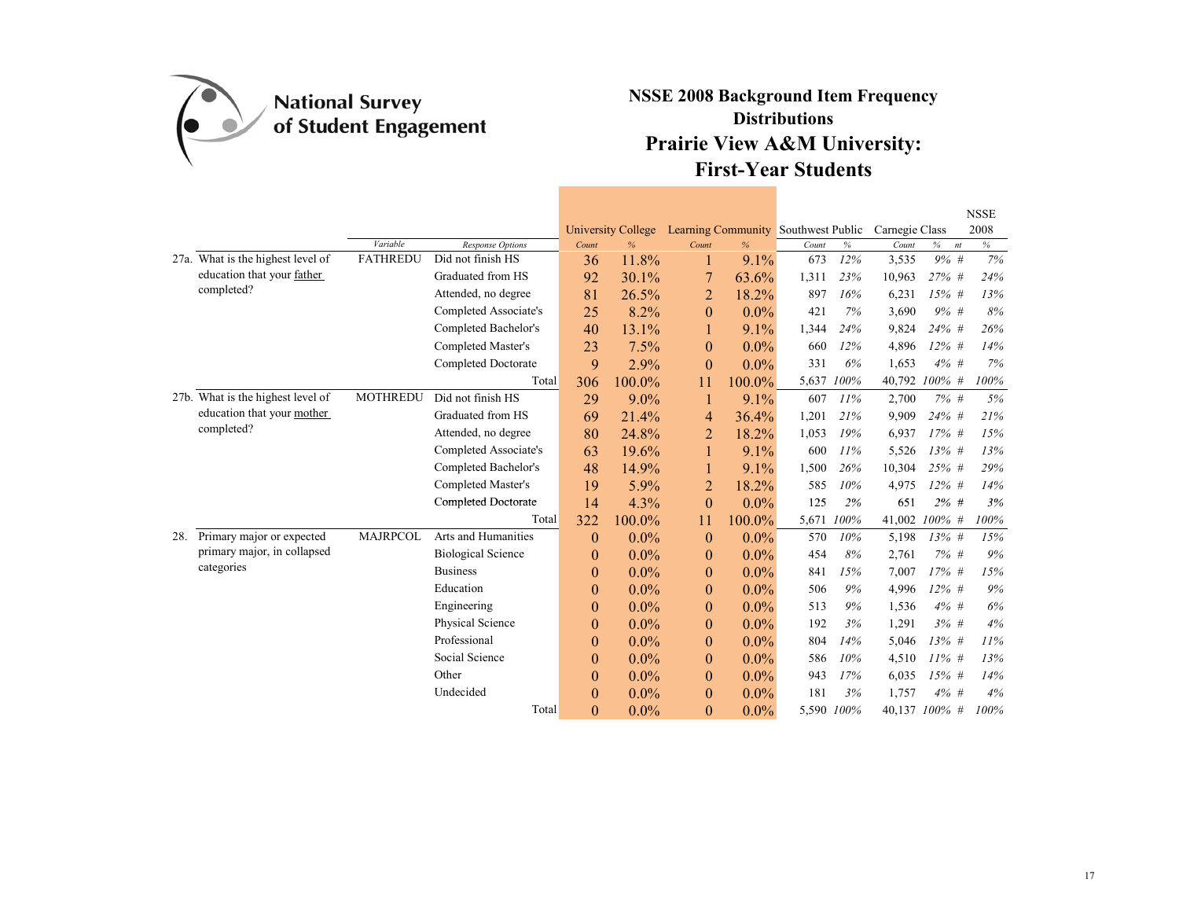National Survey of Student Engagement

# NSSE 2008 Background Item Frequency Distributions

## Prairie View A&M University: First-Year Students

| | | Variable | Response Options | University College Count | University College % | Learning Community Count | Learning Community % | Southwest Public Count | Southwest Public % | Carnegie Class Count | Carnegie Class % | nt | NSSE 2008 % |
|---|---|---|---|---|---|---|---|---|---|---|---|---|---|
| 27a. | What is the highest level of education that your father completed? | FATHREDU | Did not finish HS | 36 | 11.8% | 1 | 9.1% | 673 | 12% | 3,535 | 9% | # | 7% |
| | | | Graduated from HS | 92 | 30.1% | 7 | 63.6% | 1,311 | 23% | 10,963 | 27% | # | 24% |
| | | | Attended, no degree | 81 | 26.5% | 2 | 18.2% | 897 | 16% | 6,231 | 15% | # | 13% |
| | | | Completed Associate's | 25 | 8.2% | 0 | 0.0% | 421 | 7% | 3,690 | 9% | # | 8% |
| | | | Completed Bachelor's | 40 | 13.1% | 1 | 9.1% | 1,344 | 24% | 9,824 | 24% | # | 26% |
| | | | Completed Master's | 23 | 7.5% | 0 | 0.0% | 660 | 12% | 4,896 | 12% | # | 14% |
| | | | Completed Doctorate | 9 | 2.9% | 0 | 0.0% | 331 | 6% | 1,653 | 4% | # | 7% |
| | | | Total | 306 | 100.0% | 11 | 100.0% | 5,637 | 100% | 40,792 | 100% | # | 100% |
| 27b. | What is the highest level of education that your mother completed? | MOTHREDU | Did not finish HS | 29 | 9.0% | 1 | 9.1% | 607 | 11% | 2,700 | 7% | # | 5% |
| | | | Graduated from HS | 69 | 21.4% | 4 | 36.4% | 1,201 | 21% | 9,909 | 24% | # | 21% |
| | | | Attended, no degree | 80 | 24.8% | 2 | 18.2% | 1,053 | 19% | 6,937 | 17% | # | 15% |
| | | | Completed Associate's | 63 | 19.6% | 1 | 9.1% | 600 | 11% | 5,526 | 13% | # | 13% |
| | | | Completed Bachelor's | 48 | 14.9% | 1 | 9.1% | 1,500 | 26% | 10,304 | 25% | # | 29% |
| | | | Completed Master's | 19 | 5.9% | 2 | 18.2% | 585 | 10% | 4,975 | 12% | # | 14% |
| | | | Completed Doctorate | 14 | 4.3% | 0 | 0.0% | 125 | 2% | 651 | 2% | # | 3% |
| | | | Total | 322 | 100.0% | 11 | 100.0% | 5,671 | 100% | 41,002 | 100% | # | 100% |
| 28. | Primary major or expected primary major, in collapsed categories | MAJRPCOL | Arts and Humanities | 0 | 0.0% | 0 | 0.0% | 570 | 10% | 5,198 | 13% | # | 15% |
| | | | Biological Science | 0 | 0.0% | 0 | 0.0% | 454 | 8% | 2,761 | 7% | # | 9% |
| | | | Business | 0 | 0.0% | 0 | 0.0% | 841 | 15% | 7,007 | 17% | # | 15% |
| | | | Education | 0 | 0.0% | 0 | 0.0% | 506 | 9% | 4,996 | 12% | # | 9% |
| | | | Engineering | 0 | 0.0% | 0 | 0.0% | 513 | 9% | 1,536 | 4% | # | 6% |
| | | | Physical Science | 0 | 0.0% | 0 | 0.0% | 192 | 3% | 1,291 | 3% | # | 4% |
| | | | Professional | 0 | 0.0% | 0 | 0.0% | 804 | 14% | 5,046 | 13% | # | 11% |
| | | | Social Science | 0 | 0.0% | 0 | 0.0% | 586 | 10% | 4,510 | 11% | # | 13% |
| | | | Other | 0 | 0.0% | 0 | 0.0% | 943 | 17% | 6,035 | 15% | # | 14% |
| | | | Undecided | 0 | 0.0% | 0 | 0.0% | 181 | 3% | 1,757 | 4% | # | 4% |
| | | | Total | 0 | 0.0% | 0 | 0.0% | 5,590 | 100% | 40,137 | 100% | # | 100% |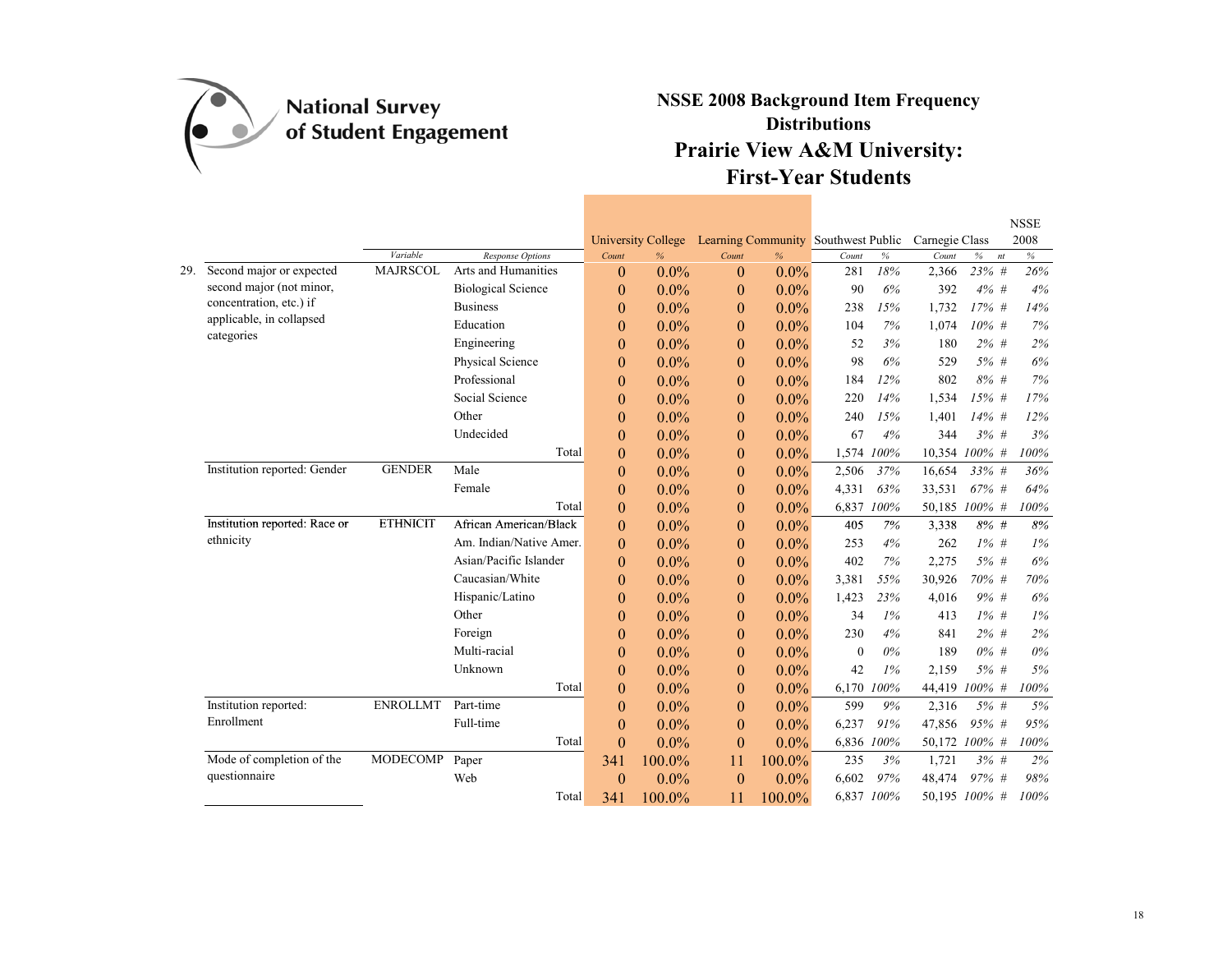National Survey of Student Engagement

# NSSE 2008 Background Item Frequency Distributions

## Prairie View A&M University: First-Year Students

| | | Variable | Response Options | University College Count | University College % | Learning Community Count | Learning Community % | Southwest Public Count | Southwest Public % | Carnegie Class Count | Carnegie Class % | nt | NSSE 2008 % |
|---|---|---|---|---|---|---|---|---|---|---|---|---|---|
| 29. | Second major or expected second major (not minor, concentration, etc.) if applicable, in collapsed categories | MAJRSCOL | Arts and Humanities | 0 | 0.0% | 0 | 0.0% | 281 | 18% | 2,366 | 23% | # | 26% |
| | | | Biological Science | 0 | 0.0% | 0 | 0.0% | 90 | 6% | 392 | 4% | # | 4% |
| | | | Business | 0 | 0.0% | 0 | 0.0% | 238 | 15% | 1,732 | 17% | # | 14% |
| | | | Education | 0 | 0.0% | 0 | 0.0% | 104 | 7% | 1,074 | 10% | # | 7% |
| | | | Engineering | 0 | 0.0% | 0 | 0.0% | 52 | 3% | 180 | 2% | # | 2% |
| | | | Physical Science | 0 | 0.0% | 0 | 0.0% | 98 | 6% | 529 | 5% | # | 6% |
| | | | Professional | 0 | 0.0% | 0 | 0.0% | 184 | 12% | 802 | 8% | # | 7% |
| | | | Social Science | 0 | 0.0% | 0 | 0.0% | 220 | 14% | 1,534 | 15% | # | 17% |
| | | | Other | 0 | 0.0% | 0 | 0.0% | 240 | 15% | 1,401 | 14% | # | 12% |
| | | | Undecided | 0 | 0.0% | 0 | 0.0% | 67 | 4% | 344 | 3% | # | 3% |
| | | | Total | 0 | 0.0% | 0 | 0.0% | 1,574 | 100% | 10,354 | 100% | # | 100% |
| | Institution reported: Gender | GENDER | Male | 0 | 0.0% | 0 | 0.0% | 2,506 | 37% | 16,654 | 33% | # | 36% |
| | | | Female | 0 | 0.0% | 0 | 0.0% | 4,331 | 63% | 33,531 | 67% | # | 64% |
| | | | Total | 0 | 0.0% | 0 | 0.0% | 6,837 | 100% | 50,185 | 100% | # | 100% |
| | Institution reported: Race or ethnicity | ETHNICIT | African American/Black | 0 | 0.0% | 0 | 0.0% | 405 | 7% | 3,338 | 8% | # | 8% |
| | | | Am. Indian/Native Amer. | 0 | 0.0% | 0 | 0.0% | 253 | 4% | 262 | 1% | # | 1% |
| | | | Asian/Pacific Islander | 0 | 0.0% | 0 | 0.0% | 402 | 7% | 2,275 | 5% | # | 6% |
| | | | Caucasian/White | 0 | 0.0% | 0 | 0.0% | 3,381 | 55% | 30,926 | 70% | # | 70% |
| | | | Hispanic/Latino | 0 | 0.0% | 0 | 0.0% | 1,423 | 23% | 4,016 | 9% | # | 6% |
| | | | Other | 0 | 0.0% | 0 | 0.0% | 34 | 1% | 413 | 1% | # | 1% |
| | | | Foreign | 0 | 0.0% | 0 | 0.0% | 230 | 4% | 841 | 2% | # | 2% |
| | | | Multi-racial | 0 | 0.0% | 0 | 0.0% | 0 | 0% | 189 | 0% | # | 0% |
| | | | Unknown | 0 | 0.0% | 0 | 0.0% | 42 | 1% | 2,159 | 5% | # | 5% |
| | | | Total | 0 | 0.0% | 0 | 0.0% | 6,170 | 100% | 44,419 | 100% | # | 100% |
| | Institution reported: Enrollment | ENROLLMT | Part-time | 0 | 0.0% | 0 | 0.0% | 599 | 9% | 2,316 | 5% | # | 5% |
| | | | Full-time | 0 | 0.0% | 0 | 0.0% | 6,237 | 91% | 47,856 | 95% | # | 95% |
| | | | Total | 0 | 0.0% | 0 | 0.0% | 6,836 | 100% | 50,172 | 100% | # | 100% |
| | Mode of completion of the questionnaire | MODECOMP | Paper | 341 | 100.0% | 11 | 100.0% | 235 | 3% | 1,721 | 3% | # | 2% |
| | | | Web | 0 | 0.0% | 0 | 0.0% | 6,602 | 97% | 48,474 | 97% | # | 98% |
| | | | Total | 341 | 100.0% | 11 | 100.0% | 6,837 | 100% | 50,195 | 100% | # | 100% |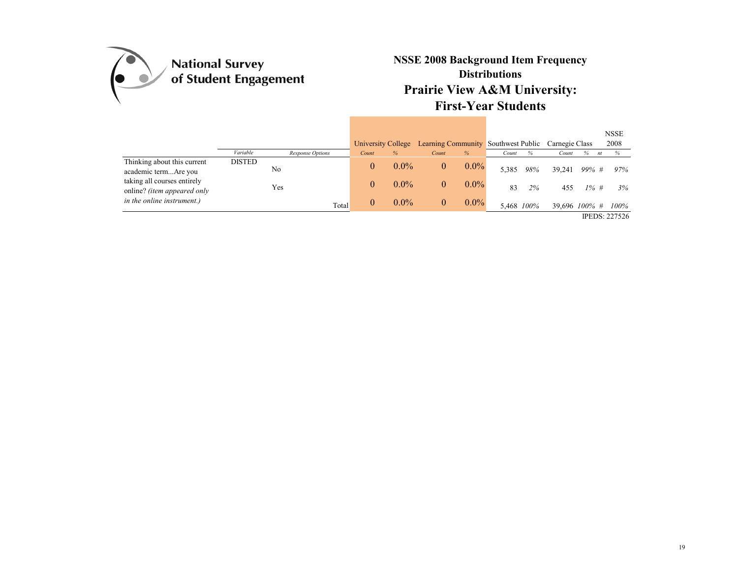National Survey of Student Engagement

# NSSE 2008 Background Item Frequency Distributions

## Prairie View A&M University: First-Year Students

| | | | University College | | Learning Community | | Southwest Public | | Carnegie Class | | | NSSE 2008 |
|---|---|---|---|---|---|---|---|---|---|---|---|---|
| | *Variable* | *Response Options* | *Count* | *%* | *Count* | *%* | *Count* | *%* | *Count* | *%* | *nt* | *%* |
| Thinking about this current academic term...Are you taking all courses entirely online? *(item appeared only in the online instrument.)* | DISTED | No | 0 | 0.0% | 0 | 0.0% | 5,385 | *98%* | 39,241 | *99%* | # | *97%* |
| | | Yes | 0 | 0.0% | 0 | 0.0% | 83 | *2%* | 455 | *1%* | # | *3%* |
| | | Total | 0 | 0.0% | 0 | 0.0% | 5,468 | *100%* | 39,696 | *100%* | # | *100%* |

IPEDS: 227526